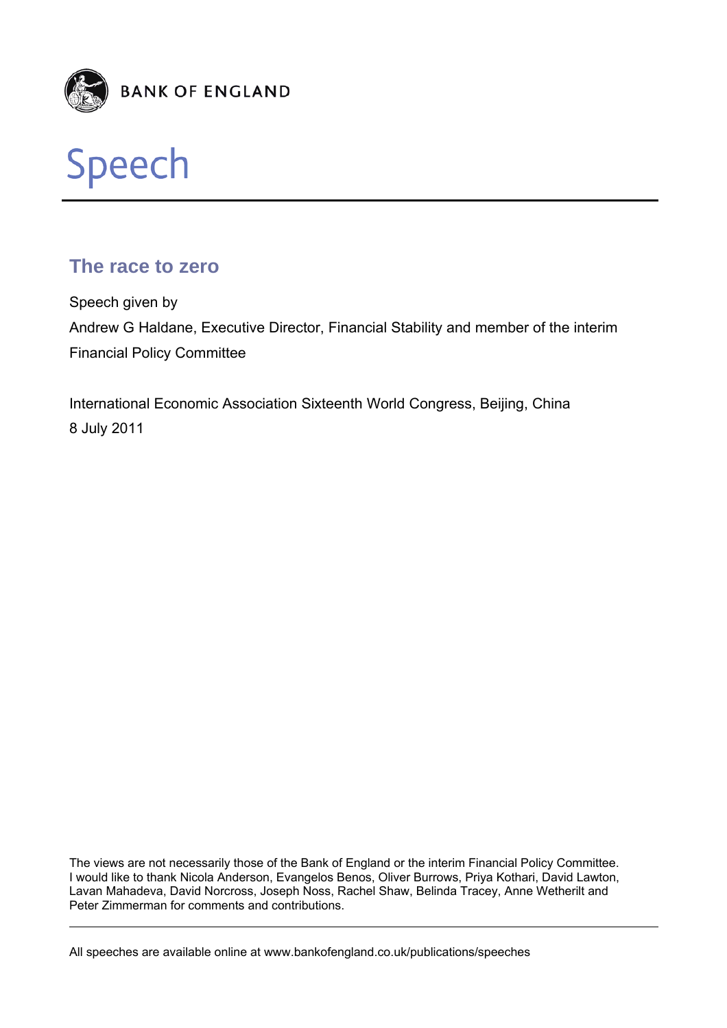BANK OF ENGLAND

# Speech

## The race to zero

Speech given by

Andrew G Haldane, Executive Director, Financial Stability and member of the interim Financial Policy Committee

International Economic Association Sixteenth World Congress, Beijing, China

8 July 2011

The views are not necessarily those of the Bank of England or the interim Financial Policy Committee. I would like to thank Nicola Anderson, Evangelos Benos, Oliver Burrows, Priya Kothari, David Lawton, Lavan Mahadeva, David Norcross, Joseph Noss, Rachel Shaw, Belinda Tracey, Anne Wetherilt and Peter Zimmerman for comments and contributions.

All speeches are available online at www.bankofengland.co.uk/publications/speeches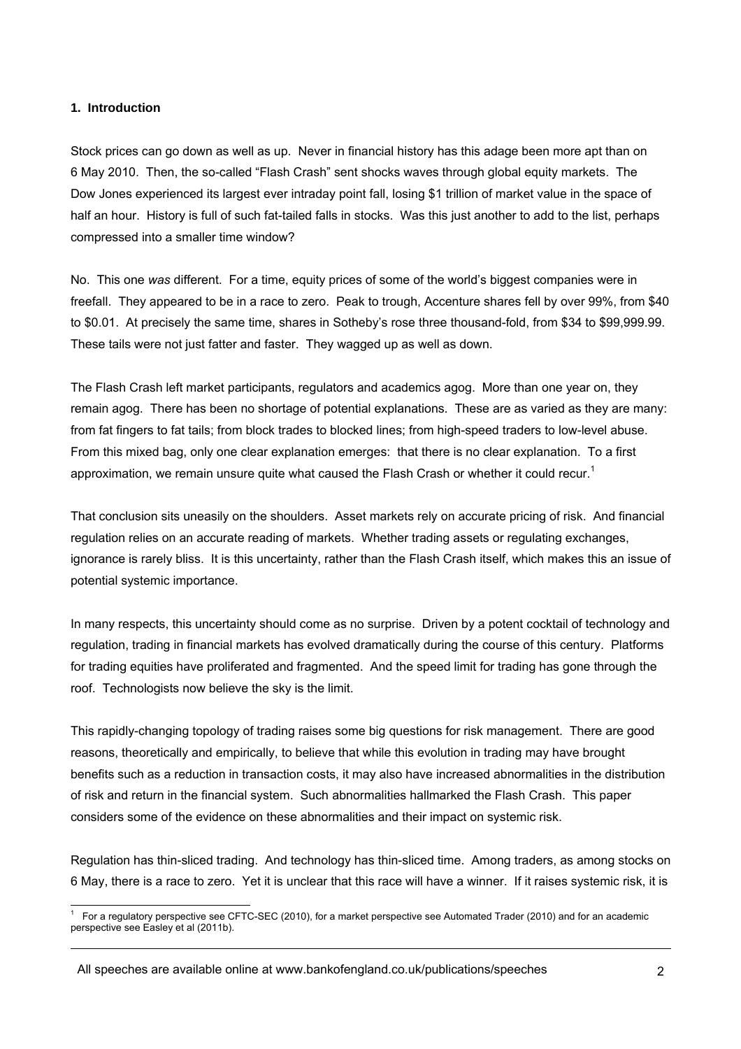### 1. Introduction

Stock prices can go down as well as up. Never in financial history has this adage been more apt than on 6 May 2010. Then, the so-called "Flash Crash" sent shocks waves through global equity markets. The Dow Jones experienced its largest ever intraday point fall, losing $1 trillion of market value in the space of half an hour. History is full of such fat-tailed falls in stocks. Was this just another to add to the list, perhaps compressed into a smaller time window?

No. This one *was* different. For a time, equity prices of some of the world's biggest companies were in freefall. They appeared to be in a race to zero. Peak to trough, Accenture shares fell by over 99%, from $40 to $0.01. At precisely the same time, shares in Sotheby's rose three thousand-fold, from $34 to $99,999.99. These tails were not just fatter and faster. They wagged up as well as down.

The Flash Crash left market participants, regulators and academics agog. More than one year on, they remain agog. There has been no shortage of potential explanations. These are as varied as they are many: from fat fingers to fat tails; from block trades to blocked lines; from high-speed traders to low-level abuse. From this mixed bag, only one clear explanation emerges: that there is no clear explanation. To a first approximation, we remain unsure quite what caused the Flash Crash or whether it could recur.[1]

That conclusion sits uneasily on the shoulders. Asset markets rely on accurate pricing of risk. And financial regulation relies on an accurate reading of markets. Whether trading assets or regulating exchanges, ignorance is rarely bliss. It is this uncertainty, rather than the Flash Crash itself, which makes this an issue of potential systemic importance.

In many respects, this uncertainty should come as no surprise. Driven by a potent cocktail of technology and regulation, trading in financial markets has evolved dramatically during the course of this century. Platforms for trading equities have proliferated and fragmented. And the speed limit for trading has gone through the roof. Technologists now believe the sky is the limit.

This rapidly-changing topology of trading raises some big questions for risk management. There are good reasons, theoretically and empirically, to believe that while this evolution in trading may have brought benefits such as a reduction in transaction costs, it may also have increased abnormalities in the distribution of risk and return in the financial system. Such abnormalities hallmarked the Flash Crash. This paper considers some of the evidence on these abnormalities and their impact on systemic risk.

Regulation has thin-sliced trading. And technology has thin-sliced time. Among traders, as among stocks on 6 May, there is a race to zero. Yet it is unclear that this race will have a winner. If it raises systemic risk, it is

[1] For a regulatory perspective see CFTC-SEC (2010), for a market perspective see Automated Trader (2010) and for an academic perspective see Easley et al (2011b).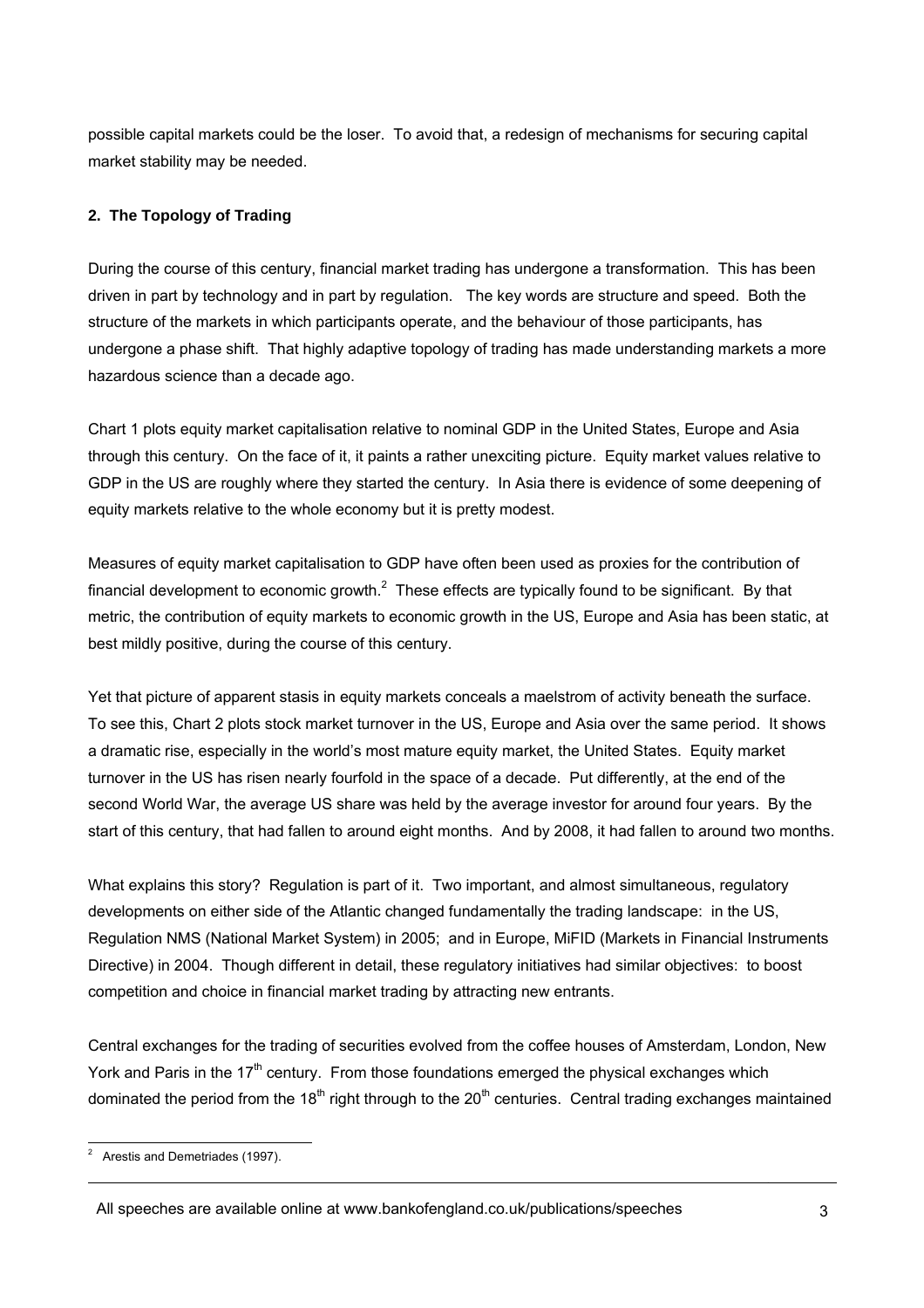possible capital markets could be the loser. To avoid that, a redesign of mechanisms for securing capital market stability may be needed.

## 2. The Topology of Trading

During the course of this century, financial market trading has undergone a transformation. This has been driven in part by technology and in part by regulation. The key words are structure and speed. Both the structure of the markets in which participants operate, and the behaviour of those participants, has undergone a phase shift. That highly adaptive topology of trading has made understanding markets a more hazardous science than a decade ago.

Chart 1 plots equity market capitalisation relative to nominal GDP in the United States, Europe and Asia through this century. On the face of it, it paints a rather unexciting picture. Equity market values relative to GDP in the US are roughly where they started the century. In Asia there is evidence of some deepening of equity markets relative to the whole economy but it is pretty modest.

Measures of equity market capitalisation to GDP have often been used as proxies for the contribution of financial development to economic growth.[2] These effects are typically found to be significant. By that metric, the contribution of equity markets to economic growth in the US, Europe and Asia has been static, at best mildly positive, during the course of this century.

Yet that picture of apparent stasis in equity markets conceals a maelstrom of activity beneath the surface. To see this, Chart 2 plots stock market turnover in the US, Europe and Asia over the same period. It shows a dramatic rise, especially in the world's most mature equity market, the United States. Equity market turnover in the US has risen nearly fourfold in the space of a decade. Put differently, at the end of the second World War, the average US share was held by the average investor for around four years. By the start of this century, that had fallen to around eight months. And by 2008, it had fallen to around two months.

What explains this story? Regulation is part of it. Two important, and almost simultaneous, regulatory developments on either side of the Atlantic changed fundamentally the trading landscape: in the US, Regulation NMS (National Market System) in 2005; and in Europe, MiFID (Markets in Financial Instruments Directive) in 2004. Though different in detail, these regulatory initiatives had similar objectives: to boost competition and choice in financial market trading by attracting new entrants.

Central exchanges for the trading of securities evolved from the coffee houses of Amsterdam, London, New York and Paris in the 17th century. From those foundations emerged the physical exchanges which dominated the period from the 18th right through to the 20th centuries. Central trading exchanges maintained

[2] Arestis and Demetriades (1997).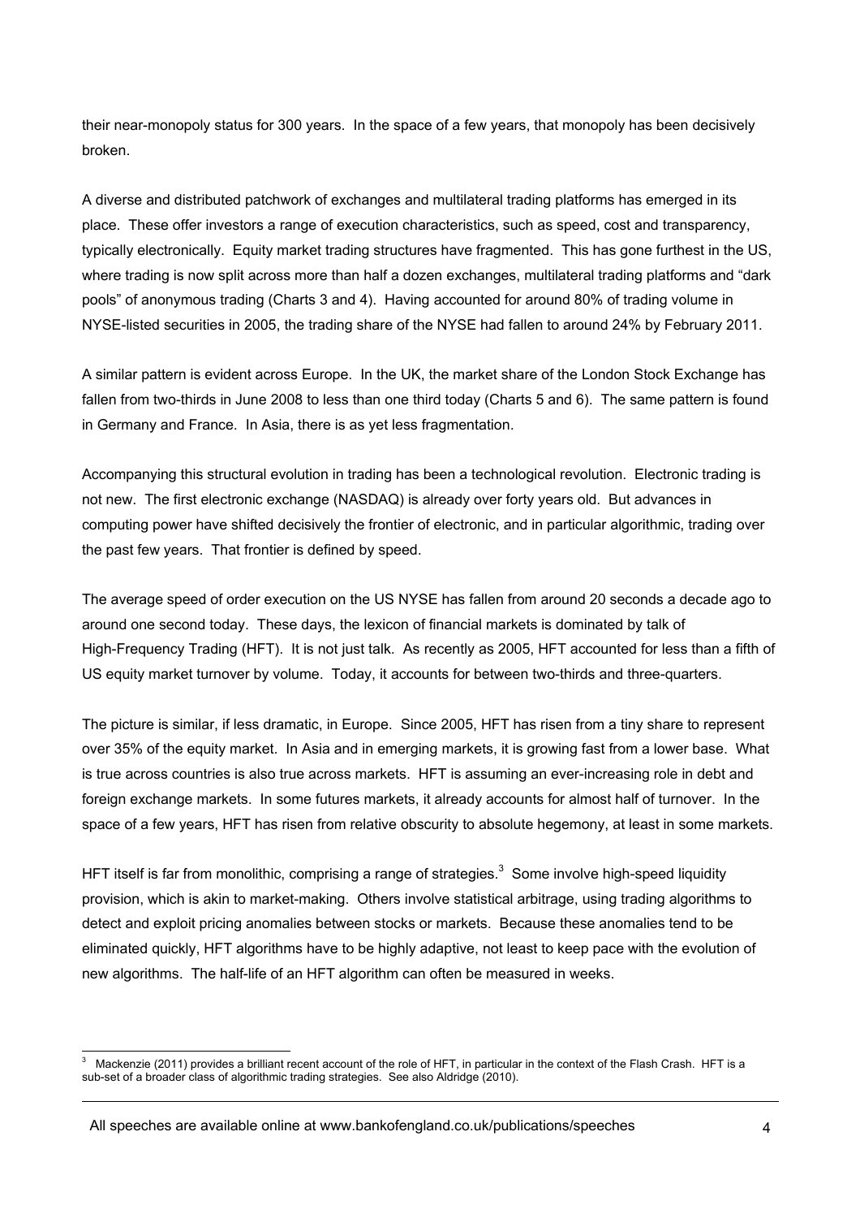their near-monopoly status for 300 years. In the space of a few years, that monopoly has been decisively broken.

A diverse and distributed patchwork of exchanges and multilateral trading platforms has emerged in its place. These offer investors a range of execution characteristics, such as speed, cost and transparency, typically electronically. Equity market trading structures have fragmented. This has gone furthest in the US, where trading is now split across more than half a dozen exchanges, multilateral trading platforms and "dark pools" of anonymous trading (Charts 3 and 4). Having accounted for around 80% of trading volume in NYSE-listed securities in 2005, the trading share of the NYSE had fallen to around 24% by February 2011.

A similar pattern is evident across Europe. In the UK, the market share of the London Stock Exchange has fallen from two-thirds in June 2008 to less than one third today (Charts 5 and 6). The same pattern is found in Germany and France. In Asia, there is as yet less fragmentation.

Accompanying this structural evolution in trading has been a technological revolution. Electronic trading is not new. The first electronic exchange (NASDAQ) is already over forty years old. But advances in computing power have shifted decisively the frontier of electronic, and in particular algorithmic, trading over the past few years. That frontier is defined by speed.

The average speed of order execution on the US NYSE has fallen from around 20 seconds a decade ago to around one second today. These days, the lexicon of financial markets is dominated by talk of High-Frequency Trading (HFT). It is not just talk. As recently as 2005, HFT accounted for less than a fifth of US equity market turnover by volume. Today, it accounts for between two-thirds and three-quarters.

The picture is similar, if less dramatic, in Europe. Since 2005, HFT has risen from a tiny share to represent over 35% of the equity market. In Asia and in emerging markets, it is growing fast from a lower base. What is true across countries is also true across markets. HFT is assuming an ever-increasing role in debt and foreign exchange markets. In some futures markets, it already accounts for almost half of turnover. In the space of a few years, HFT has risen from relative obscurity to absolute hegemony, at least in some markets.

HFT itself is far from monolithic, comprising a range of strategies.[3] Some involve high-speed liquidity provision, which is akin to market-making. Others involve statistical arbitrage, using trading algorithms to detect and exploit pricing anomalies between stocks or markets. Because these anomalies tend to be eliminated quickly, HFT algorithms have to be highly adaptive, not least to keep pace with the evolution of new algorithms. The half-life of an HFT algorithm can often be measured in weeks.

---

[3] Mackenzie (2011) provides a brilliant recent account of the role of HFT, in particular in the context of the Flash Crash. HFT is a sub-set of a broader class of algorithmic trading strategies. See also Aldridge (2010).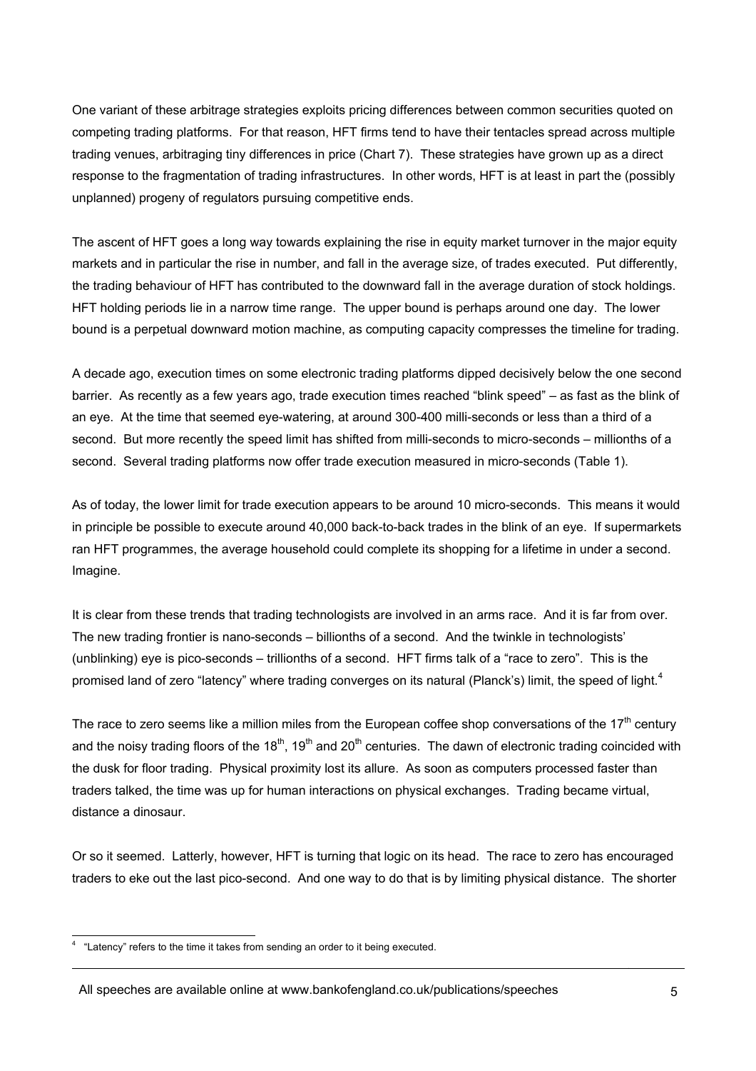One variant of these arbitrage strategies exploits pricing differences between common securities quoted on competing trading platforms. For that reason, HFT firms tend to have their tentacles spread across multiple trading venues, arbitraging tiny differences in price (Chart 7). These strategies have grown up as a direct response to the fragmentation of trading infrastructures. In other words, HFT is at least in part the (possibly unplanned) progeny of regulators pursuing competitive ends.

The ascent of HFT goes a long way towards explaining the rise in equity market turnover in the major equity markets and in particular the rise in number, and fall in the average size, of trades executed. Put differently, the trading behaviour of HFT has contributed to the downward fall in the average duration of stock holdings. HFT holding periods lie in a narrow time range. The upper bound is perhaps around one day. The lower bound is a perpetual downward motion machine, as computing capacity compresses the timeline for trading.

A decade ago, execution times on some electronic trading platforms dipped decisively below the one second barrier. As recently as a few years ago, trade execution times reached "blink speed" – as fast as the blink of an eye. At the time that seemed eye-watering, at around 300-400 milli-seconds or less than a third of a second. But more recently the speed limit has shifted from milli-seconds to micro-seconds – millionths of a second. Several trading platforms now offer trade execution measured in micro-seconds (Table 1).

As of today, the lower limit for trade execution appears to be around 10 micro-seconds. This means it would in principle be possible to execute around 40,000 back-to-back trades in the blink of an eye. If supermarkets ran HFT programmes, the average household could complete its shopping for a lifetime in under a second. Imagine.

It is clear from these trends that trading technologists are involved in an arms race. And it is far from over. The new trading frontier is nano-seconds – billionths of a second. And the twinkle in technologists' (unblinking) eye is pico-seconds – trillionths of a second. HFT firms talk of a "race to zero". This is the promised land of zero "latency" where trading converges on its natural (Planck's) limit, the speed of light.[4]

The race to zero seems like a million miles from the European coffee shop conversations of the 17th century and the noisy trading floors of the 18th, 19th and 20th centuries. The dawn of electronic trading coincided with the dusk for floor trading. Physical proximity lost its allure. As soon as computers processed faster than traders talked, the time was up for human interactions on physical exchanges. Trading became virtual, distance a dinosaur.

Or so it seemed. Latterly, however, HFT is turning that logic on its head. The race to zero has encouraged traders to eke out the last pico-second. And one way to do that is by limiting physical distance. The shorter

[4] "Latency" refers to the time it takes from sending an order to it being executed.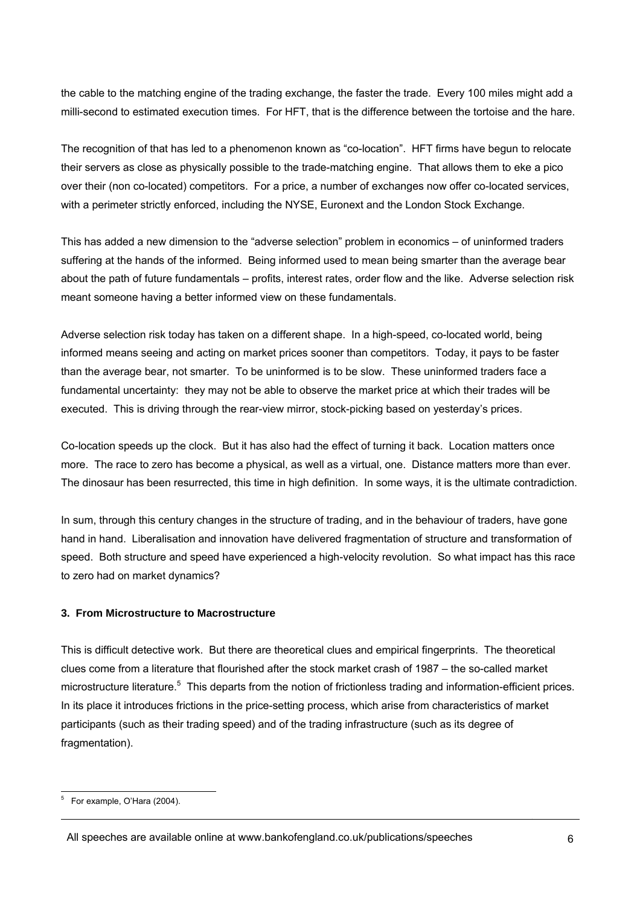the cable to the matching engine of the trading exchange, the faster the trade. Every 100 miles might add a milli-second to estimated execution times. For HFT, that is the difference between the tortoise and the hare.

The recognition of that has led to a phenomenon known as "co-location". HFT firms have begun to relocate their servers as close as physically possible to the trade-matching engine. That allows them to eke a pico over their (non co-located) competitors. For a price, a number of exchanges now offer co-located services, with a perimeter strictly enforced, including the NYSE, Euronext and the London Stock Exchange.

This has added a new dimension to the "adverse selection" problem in economics – of uninformed traders suffering at the hands of the informed. Being informed used to mean being smarter than the average bear about the path of future fundamentals – profits, interest rates, order flow and the like. Adverse selection risk meant someone having a better informed view on these fundamentals.

Adverse selection risk today has taken on a different shape. In a high-speed, co-located world, being informed means seeing and acting on market prices sooner than competitors. Today, it pays to be faster than the average bear, not smarter. To be uninformed is to be slow. These uninformed traders face a fundamental uncertainty: they may not be able to observe the market price at which their trades will be executed. This is driving through the rear-view mirror, stock-picking based on yesterday's prices.

Co-location speeds up the clock. But it has also had the effect of turning it back. Location matters once more. The race to zero has become a physical, as well as a virtual, one. Distance matters more than ever. The dinosaur has been resurrected, this time in high definition. In some ways, it is the ultimate contradiction.

In sum, through this century changes in the structure of trading, and in the behaviour of traders, have gone hand in hand. Liberalisation and innovation have delivered fragmentation of structure and transformation of speed. Both structure and speed have experienced a high-velocity revolution. So what impact has this race to zero had on market dynamics?

### 3. From Microstructure to Macrostructure

This is difficult detective work. But there are theoretical clues and empirical fingerprints. The theoretical clues come from a literature that flourished after the stock market crash of 1987 – the so-called market microstructure literature.[5] This departs from the notion of frictionless trading and information-efficient prices. In its place it introduces frictions in the price-setting process, which arise from characteristics of market participants (such as their trading speed) and of the trading infrastructure (such as its degree of fragmentation).

---

[5] For example, O'Hara (2004).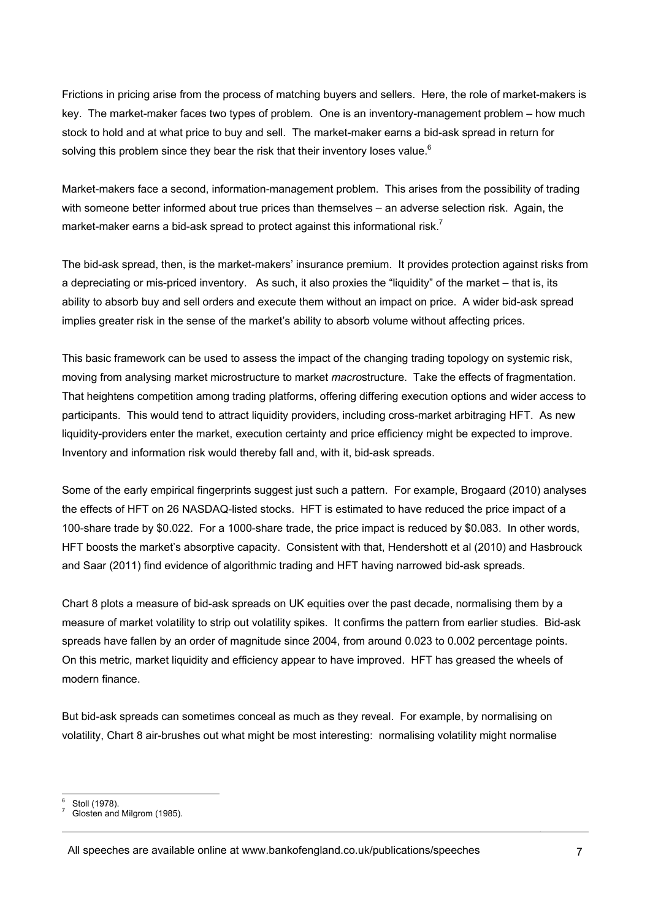Frictions in pricing arise from the process of matching buyers and sellers. Here, the role of market-makers is key. The market-maker faces two types of problem. One is an inventory-management problem – how much stock to hold and at what price to buy and sell. The market-maker earns a bid-ask spread in return for solving this problem since they bear the risk that their inventory loses value.[6]

Market-makers face a second, information-management problem. This arises from the possibility of trading with someone better informed about true prices than themselves – an adverse selection risk. Again, the market-maker earns a bid-ask spread to protect against this informational risk.[7]

The bid-ask spread, then, is the market-makers' insurance premium. It provides protection against risks from a depreciating or mis-priced inventory. As such, it also proxies the "liquidity" of the market – that is, its ability to absorb buy and sell orders and execute them without an impact on price. A wider bid-ask spread implies greater risk in the sense of the market's ability to absorb volume without affecting prices.

This basic framework can be used to assess the impact of the changing trading topology on systemic risk, moving from analysing market microstructure to market *macro*structure. Take the effects of fragmentation. That heightens competition among trading platforms, offering differing execution options and wider access to participants. This would tend to attract liquidity providers, including cross-market arbitraging HFT. As new liquidity-providers enter the market, execution certainty and price efficiency might be expected to improve. Inventory and information risk would thereby fall and, with it, bid-ask spreads.

Some of the early empirical fingerprints suggest just such a pattern. For example, Brogaard (2010) analyses the effects of HFT on 26 NASDAQ-listed stocks. HFT is estimated to have reduced the price impact of a 100-share trade by $0.022. For a 1000-share trade, the price impact is reduced by $0.083. In other words, HFT boosts the market's absorptive capacity. Consistent with that, Hendershott et al (2010) and Hasbrouck and Saar (2011) find evidence of algorithmic trading and HFT having narrowed bid-ask spreads.

Chart 8 plots a measure of bid-ask spreads on UK equities over the past decade, normalising them by a measure of market volatility to strip out volatility spikes. It confirms the pattern from earlier studies. Bid-ask spreads have fallen by an order of magnitude since 2004, from around 0.023 to 0.002 percentage points. On this metric, market liquidity and efficiency appear to have improved. HFT has greased the wheels of modern finance.

But bid-ask spreads can sometimes conceal as much as they reveal. For example, by normalising on volatility, Chart 8 air-brushes out what might be most interesting: normalising volatility might normalise

---

[6] Stoll (1978).

[7] Glosten and Milgrom (1985).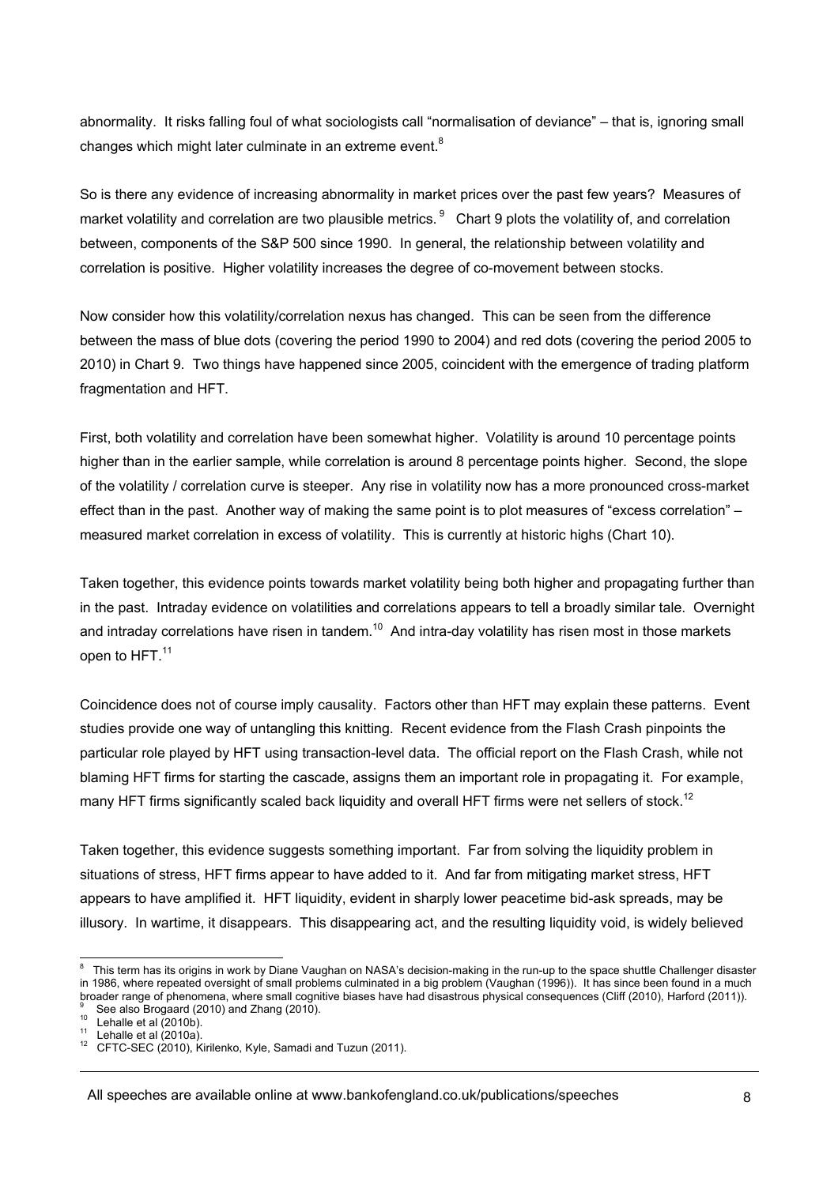abnormality. It risks falling foul of what sociologists call "normalisation of deviance" – that is, ignoring small changes which might later culminate in an extreme event.[8]

So is there any evidence of increasing abnormality in market prices over the past few years? Measures of market volatility and correlation are two plausible metrics.[9] Chart 9 plots the volatility of, and correlation between, components of the S&P 500 since 1990. In general, the relationship between volatility and correlation is positive. Higher volatility increases the degree of co-movement between stocks.

Now consider how this volatility/correlation nexus has changed. This can be seen from the difference between the mass of blue dots (covering the period 1990 to 2004) and red dots (covering the period 2005 to 2010) in Chart 9. Two things have happened since 2005, coincident with the emergence of trading platform fragmentation and HFT.

First, both volatility and correlation have been somewhat higher. Volatility is around 10 percentage points higher than in the earlier sample, while correlation is around 8 percentage points higher. Second, the slope of the volatility / correlation curve is steeper. Any rise in volatility now has a more pronounced cross-market effect than in the past. Another way of making the same point is to plot measures of "excess correlation" – measured market correlation in excess of volatility. This is currently at historic highs (Chart 10).

Taken together, this evidence points towards market volatility being both higher and propagating further than in the past. Intraday evidence on volatilities and correlations appears to tell a broadly similar tale. Overnight and intraday correlations have risen in tandem.[10] And intra-day volatility has risen most in those markets open to HFT.[11]

Coincidence does not of course imply causality. Factors other than HFT may explain these patterns. Event studies provide one way of untangling this knitting. Recent evidence from the Flash Crash pinpoints the particular role played by HFT using transaction-level data. The official report on the Flash Crash, while not blaming HFT firms for starting the cascade, assigns them an important role in propagating it. For example, many HFT firms significantly scaled back liquidity and overall HFT firms were net sellers of stock.[12]

Taken together, this evidence suggests something important. Far from solving the liquidity problem in situations of stress, HFT firms appear to have added to it. And far from mitigating market stress, HFT appears to have amplified it. HFT liquidity, evident in sharply lower peacetime bid-ask spreads, may be illusory. In wartime, it disappears. This disappearing act, and the resulting liquidity void, is widely believed

---

[8] This term has its origins in work by Diane Vaughan on NASA's decision-making in the run-up to the space shuttle Challenger disaster in 1986, where repeated oversight of small problems culminated in a big problem (Vaughan (1996)). It has since been found in a much broader range of phenomena, where small cognitive biases have had disastrous physical consequences (Cliff (2010), Harford (2011)).

[9] See also Brogaard (2010) and Zhang (2010).

[10] Lehalle et al (2010b).

[11] Lehalle et al (2010a).

[12] CFTC-SEC (2010), Kirilenko, Kyle, Samadi and Tuzun (2011).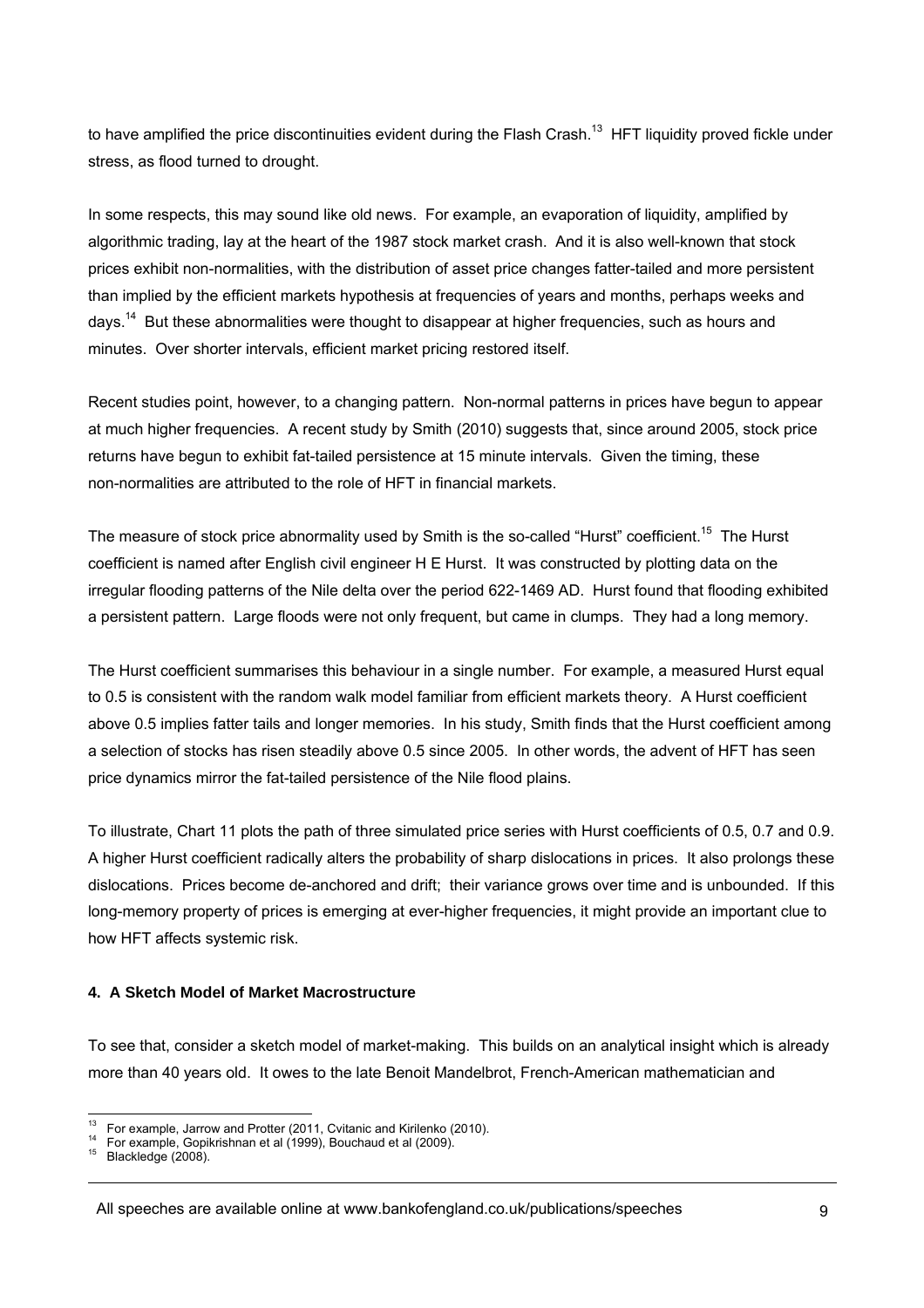to have amplified the price discontinuities evident during the Flash Crash.[13] HFT liquidity proved fickle under stress, as flood turned to drought.

In some respects, this may sound like old news. For example, an evaporation of liquidity, amplified by algorithmic trading, lay at the heart of the 1987 stock market crash. And it is also well-known that stock prices exhibit non-normalities, with the distribution of asset price changes fatter-tailed and more persistent than implied by the efficient markets hypothesis at frequencies of years and months, perhaps weeks and days.[14] But these abnormalities were thought to disappear at higher frequencies, such as hours and minutes. Over shorter intervals, efficient market pricing restored itself.

Recent studies point, however, to a changing pattern. Non-normal patterns in prices have begun to appear at much higher frequencies. A recent study by Smith (2010) suggests that, since around 2005, stock price returns have begun to exhibit fat-tailed persistence at 15 minute intervals. Given the timing, these non-normalities are attributed to the role of HFT in financial markets.

The measure of stock price abnormality used by Smith is the so-called "Hurst" coefficient.[15] The Hurst coefficient is named after English civil engineer H E Hurst. It was constructed by plotting data on the irregular flooding patterns of the Nile delta over the period 622-1469 AD. Hurst found that flooding exhibited a persistent pattern. Large floods were not only frequent, but came in clumps. They had a long memory.

The Hurst coefficient summarises this behaviour in a single number. For example, a measured Hurst equal to 0.5 is consistent with the random walk model familiar from efficient markets theory. A Hurst coefficient above 0.5 implies fatter tails and longer memories. In his study, Smith finds that the Hurst coefficient among a selection of stocks has risen steadily above 0.5 since 2005. In other words, the advent of HFT has seen price dynamics mirror the fat-tailed persistence of the Nile flood plains.

To illustrate, Chart 11 plots the path of three simulated price series with Hurst coefficients of 0.5, 0.7 and 0.9. A higher Hurst coefficient radically alters the probability of sharp dislocations in prices. It also prolongs these dislocations. Prices become de-anchored and drift; their variance grows over time and is unbounded. If this long-memory property of prices is emerging at ever-higher frequencies, it might provide an important clue to how HFT affects systemic risk.

#### 4. A Sketch Model of Market Macrostructure

To see that, consider a sketch model of market-making. This builds on an analytical insight which is already more than 40 years old. It owes to the late Benoit Mandelbrot, French-American mathematician and

---

[13] For example, Jarrow and Protter (2011, Cvitanic and Kirilenko (2010).
[14] For example, Gopikrishnan et al (1999), Bouchaud et al (2009).
[15] Blackledge (2008).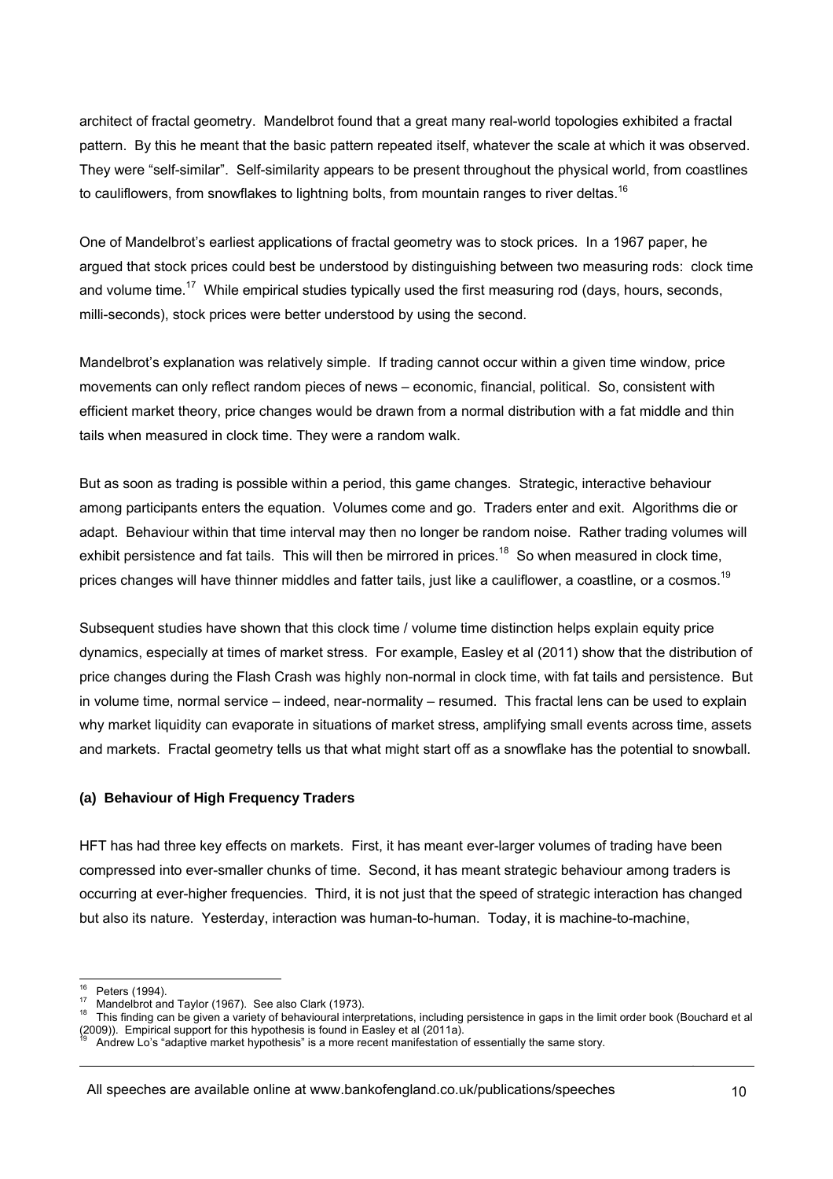architect of fractal geometry. Mandelbrot found that a great many real-world topologies exhibited a fractal pattern. By this he meant that the basic pattern repeated itself, whatever the scale at which it was observed. They were "self-similar". Self-similarity appears to be present throughout the physical world, from coastlines to cauliflowers, from snowflakes to lightning bolts, from mountain ranges to river deltas.[16]

One of Mandelbrot's earliest applications of fractal geometry was to stock prices. In a 1967 paper, he argued that stock prices could best be understood by distinguishing between two measuring rods: clock time and volume time.[17] While empirical studies typically used the first measuring rod (days, hours, seconds, milli-seconds), stock prices were better understood by using the second.

Mandelbrot's explanation was relatively simple. If trading cannot occur within a given time window, price movements can only reflect random pieces of news – economic, financial, political. So, consistent with efficient market theory, price changes would be drawn from a normal distribution with a fat middle and thin tails when measured in clock time. They were a random walk.

But as soon as trading is possible within a period, this game changes. Strategic, interactive behaviour among participants enters the equation. Volumes come and go. Traders enter and exit. Algorithms die or adapt. Behaviour within that time interval may then no longer be random noise. Rather trading volumes will exhibit persistence and fat tails. This will then be mirrored in prices.[18] So when measured in clock time, prices changes will have thinner middles and fatter tails, just like a cauliflower, a coastline, or a cosmos.[19]

Subsequent studies have shown that this clock time / volume time distinction helps explain equity price dynamics, especially at times of market stress. For example, Easley et al (2011) show that the distribution of price changes during the Flash Crash was highly non-normal in clock time, with fat tails and persistence. But in volume time, normal service – indeed, near-normality – resumed. This fractal lens can be used to explain why market liquidity can evaporate in situations of market stress, amplifying small events across time, assets and markets. Fractal geometry tells us that what might start off as a snowflake has the potential to snowball.

**(a) Behaviour of High Frequency Traders**

HFT has had three key effects on markets. First, it has meant ever-larger volumes of trading have been compressed into ever-smaller chunks of time. Second, it has meant strategic behaviour among traders is occurring at ever-higher frequencies. Third, it is not just that the speed of strategic interaction has changed but also its nature. Yesterday, interaction was human-to-human. Today, it is machine-to-machine,

---

[16] Peters (1994).

[17] Mandelbrot and Taylor (1967). See also Clark (1973).

[18] This finding can be given a variety of behavioural interpretations, including persistence in gaps in the limit order book (Bouchard et al (2009)). Empirical support for this hypothesis is found in Easley et al (2011a).

[19] Andrew Lo's "adaptive market hypothesis" is a more recent manifestation of essentially the same story.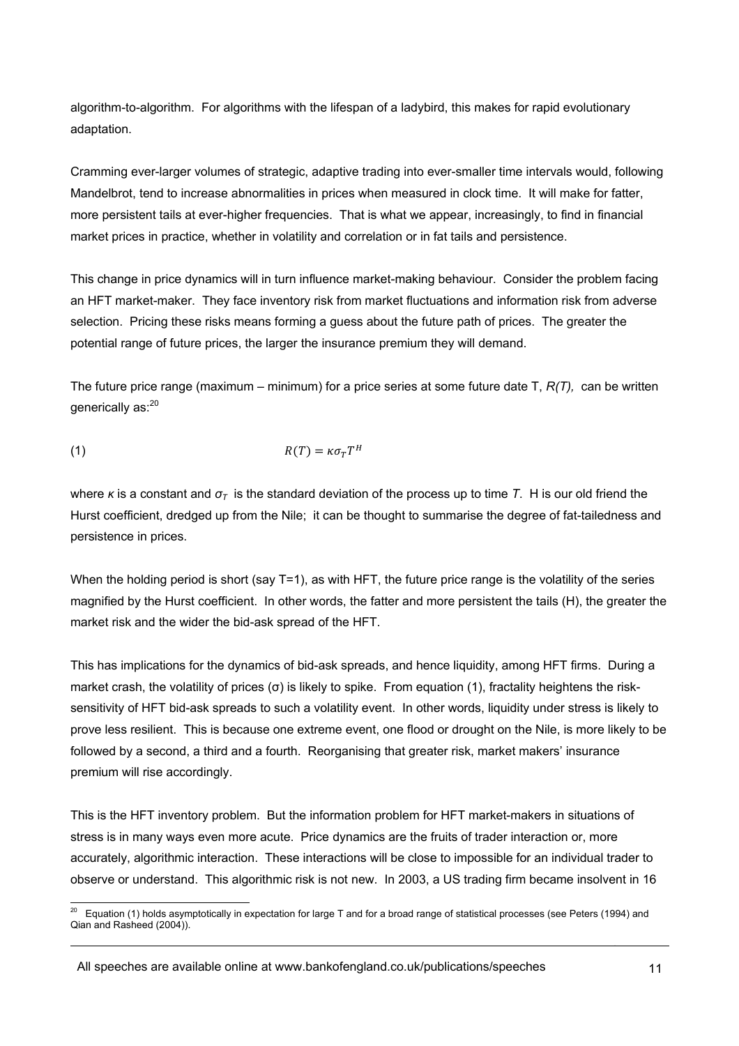algorithm-to-algorithm. For algorithms with the lifespan of a ladybird, this makes for rapid evolutionary adaptation.

Cramming ever-larger volumes of strategic, adaptive trading into ever-smaller time intervals would, following Mandelbrot, tend to increase abnormalities in prices when measured in clock time. It will make for fatter, more persistent tails at ever-higher frequencies. That is what we appear, increasingly, to find in financial market prices in practice, whether in volatility and correlation or in fat tails and persistence.

This change in price dynamics will in turn influence market-making behaviour. Consider the problem facing an HFT market-maker. They face inventory risk from market fluctuations and information risk from adverse selection. Pricing these risks means forming a guess about the future path of prices. The greater the potential range of future prices, the larger the insurance premium they will demand.

The future price range (maximum – minimum) for a price series at some future date T, *R(T),* can be written generically as:[20]

$$R(T) = \kappa \sigma_T T^H \tag{1}$$

where $\kappa$ is a constant and $\sigma_T$ is the standard deviation of the process up to time *T*. H is our old friend the Hurst coefficient, dredged up from the Nile; it can be thought to summarise the degree of fat-tailedness and persistence in prices.

When the holding period is short (say T=1), as with HFT, the future price range is the volatility of the series magnified by the Hurst coefficient. In other words, the fatter and more persistent the tails (H), the greater the market risk and the wider the bid-ask spread of the HFT.

This has implications for the dynamics of bid-ask spreads, and hence liquidity, among HFT firms. During a market crash, the volatility of prices ($\sigma$) is likely to spike. From equation (1), fractality heightens the risk-sensitivity of HFT bid-ask spreads to such a volatility event. In other words, liquidity under stress is likely to prove less resilient. This is because one extreme event, one flood or drought on the Nile, is more likely to be followed by a second, a third and a fourth. Reorganising that greater risk, market makers' insurance premium will rise accordingly.

This is the HFT inventory problem. But the information problem for HFT market-makers in situations of stress is in many ways even more acute. Price dynamics are the fruits of trader interaction or, more accurately, algorithmic interaction. These interactions will be close to impossible for an individual trader to observe or understand. This algorithmic risk is not new. In 2003, a US trading firm became insolvent in 16

---

[20] Equation (1) holds asymptotically in expectation for large T and for a broad range of statistical processes (see Peters (1994) and Qian and Rasheed (2004)).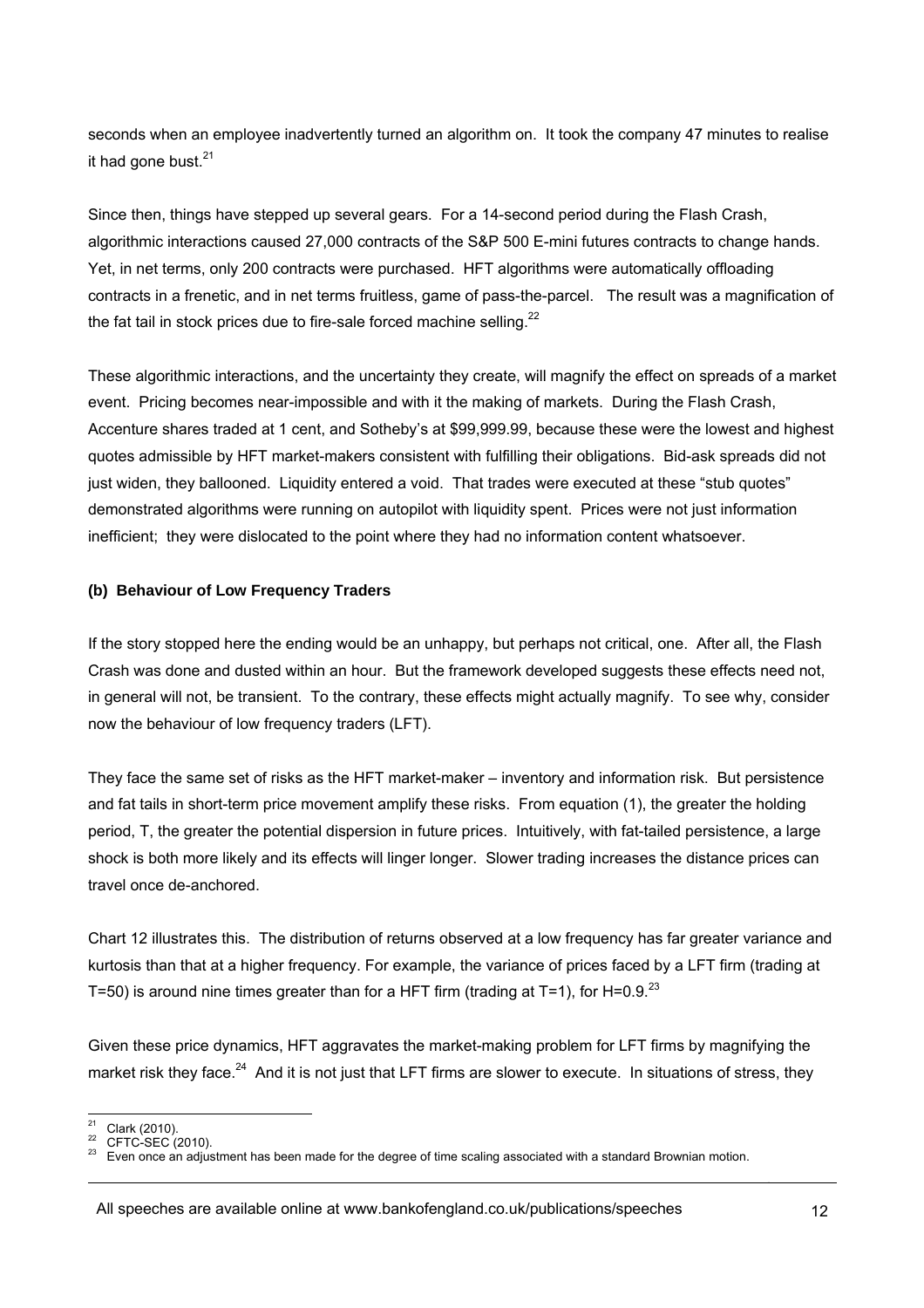seconds when an employee inadvertently turned an algorithm on. It took the company 47 minutes to realise it had gone bust.[21]

Since then, things have stepped up several gears. For a 14-second period during the Flash Crash, algorithmic interactions caused 27,000 contracts of the S&P 500 E-mini futures contracts to change hands. Yet, in net terms, only 200 contracts were purchased. HFT algorithms were automatically offloading contracts in a frenetic, and in net terms fruitless, game of pass-the-parcel. The result was a magnification of the fat tail in stock prices due to fire-sale forced machine selling.[22]

These algorithmic interactions, and the uncertainty they create, will magnify the effect on spreads of a market event. Pricing becomes near-impossible and with it the making of markets. During the Flash Crash, Accenture shares traded at 1 cent, and Sotheby's at $99,999.99, because these were the lowest and highest quotes admissible by HFT market-makers consistent with fulfilling their obligations. Bid-ask spreads did not just widen, they ballooned. Liquidity entered a void. That trades were executed at these "stub quotes" demonstrated algorithms were running on autopilot with liquidity spent. Prices were not just information inefficient; they were dislocated to the point where they had no information content whatsoever.

### (b) Behaviour of Low Frequency Traders

If the story stopped here the ending would be an unhappy, but perhaps not critical, one. After all, the Flash Crash was done and dusted within an hour. But the framework developed suggests these effects need not, in general will not, be transient. To the contrary, these effects might actually magnify. To see why, consider now the behaviour of low frequency traders (LFT).

They face the same set of risks as the HFT market-maker – inventory and information risk. But persistence and fat tails in short-term price movement amplify these risks. From equation (1), the greater the holding period, T, the greater the potential dispersion in future prices. Intuitively, with fat-tailed persistence, a large shock is both more likely and its effects will linger longer. Slower trading increases the distance prices can travel once de-anchored.

Chart 12 illustrates this. The distribution of returns observed at a low frequency has far greater variance and kurtosis than that at a higher frequency. For example, the variance of prices faced by a LFT firm (trading at $T=50$) is around nine times greater than for a HFT firm (trading at $T=1$), for $H=0.9$.[23]

Given these price dynamics, HFT aggravates the market-making problem for LFT firms by magnifying the market risk they face.[24] And it is not just that LFT firms are slower to execute. In situations of stress, they

---

[21] Clark (2010).

[22] CFTC-SEC (2010).

[23] Even once an adjustment has been made for the degree of time scaling associated with a standard Brownian motion.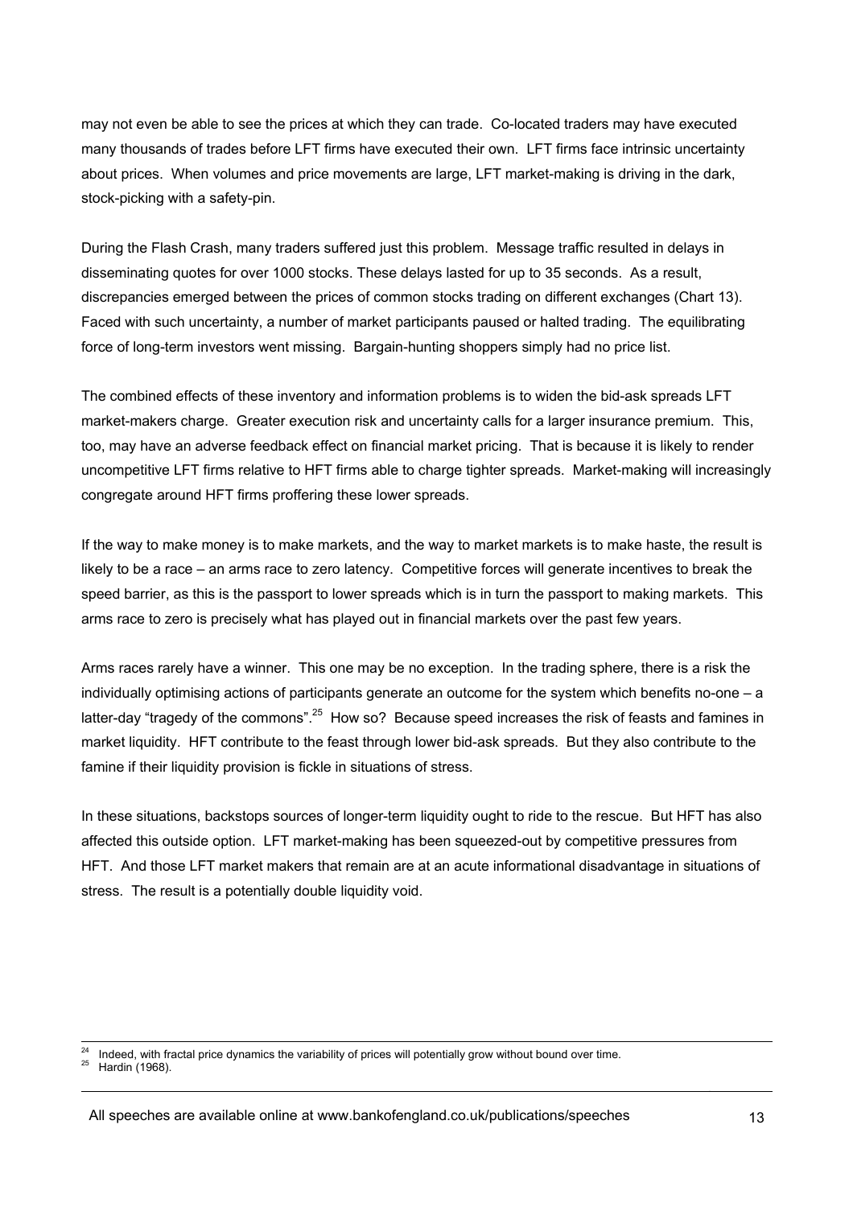may not even be able to see the prices at which they can trade. Co-located traders may have executed many thousands of trades before LFT firms have executed their own. LFT firms face intrinsic uncertainty about prices. When volumes and price movements are large, LFT market-making is driving in the dark, stock-picking with a safety-pin.

During the Flash Crash, many traders suffered just this problem. Message traffic resulted in delays in disseminating quotes for over 1000 stocks. These delays lasted for up to 35 seconds. As a result, discrepancies emerged between the prices of common stocks trading on different exchanges (Chart 13). Faced with such uncertainty, a number of market participants paused or halted trading. The equilibrating force of long-term investors went missing. Bargain-hunting shoppers simply had no price list.

The combined effects of these inventory and information problems is to widen the bid-ask spreads LFT market-makers charge. Greater execution risk and uncertainty calls for a larger insurance premium. This, too, may have an adverse feedback effect on financial market pricing. That is because it is likely to render uncompetitive LFT firms relative to HFT firms able to charge tighter spreads. Market-making will increasingly congregate around HFT firms proffering these lower spreads.

If the way to make money is to make markets, and the way to market markets is to make haste, the result is likely to be a race – an arms race to zero latency. Competitive forces will generate incentives to break the speed barrier, as this is the passport to lower spreads which is in turn the passport to making markets. This arms race to zero is precisely what has played out in financial markets over the past few years.

Arms races rarely have a winner. This one may be no exception. In the trading sphere, there is a risk the individually optimising actions of participants generate an outcome for the system which benefits no-one – a latter-day "tragedy of the commons".[25] How so? Because speed increases the risk of feasts and famines in market liquidity. HFT contribute to the feast through lower bid-ask spreads. But they also contribute to the famine if their liquidity provision is fickle in situations of stress.

In these situations, backstops sources of longer-term liquidity ought to ride to the rescue. But HFT has also affected this outside option. LFT market-making has been squeezed-out by competitive pressures from HFT. And those LFT market makers that remain are at an acute informational disadvantage in situations of stress. The result is a potentially double liquidity void.

---

[24] Indeed, with fractal price dynamics the variability of prices will potentially grow without bound over time.

[25] Hardin (1968).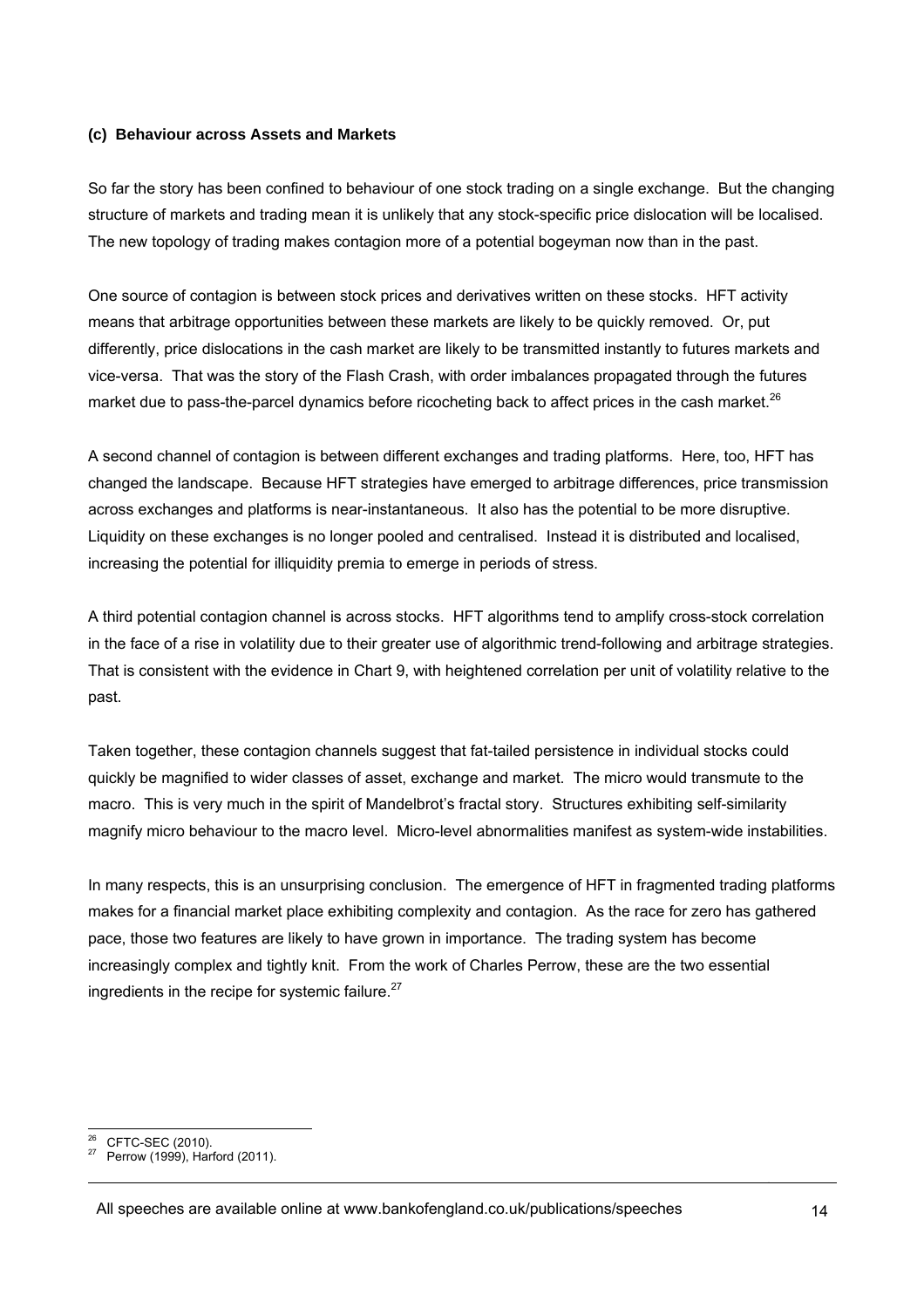#### (c) Behaviour across Assets and Markets

So far the story has been confined to behaviour of one stock trading on a single exchange. But the changing structure of markets and trading mean it is unlikely that any stock-specific price dislocation will be localised. The new topology of trading makes contagion more of a potential bogeyman now than in the past.

One source of contagion is between stock prices and derivatives written on these stocks. HFT activity means that arbitrage opportunities between these markets are likely to be quickly removed. Or, put differently, price dislocations in the cash market are likely to be transmitted instantly to futures markets and vice-versa. That was the story of the Flash Crash, with order imbalances propagated through the futures market due to pass-the-parcel dynamics before ricocheting back to affect prices in the cash market.[26]

A second channel of contagion is between different exchanges and trading platforms. Here, too, HFT has changed the landscape. Because HFT strategies have emerged to arbitrage differences, price transmission across exchanges and platforms is near-instantaneous. It also has the potential to be more disruptive. Liquidity on these exchanges is no longer pooled and centralised. Instead it is distributed and localised, increasing the potential for illiquidity premia to emerge in periods of stress.

A third potential contagion channel is across stocks. HFT algorithms tend to amplify cross-stock correlation in the face of a rise in volatility due to their greater use of algorithmic trend-following and arbitrage strategies. That is consistent with the evidence in Chart 9, with heightened correlation per unit of volatility relative to the past.

Taken together, these contagion channels suggest that fat-tailed persistence in individual stocks could quickly be magnified to wider classes of asset, exchange and market. The micro would transmute to the macro. This is very much in the spirit of Mandelbrot's fractal story. Structures exhibiting self-similarity magnify micro behaviour to the macro level. Micro-level abnormalities manifest as system-wide instabilities.

In many respects, this is an unsurprising conclusion. The emergence of HFT in fragmented trading platforms makes for a financial market place exhibiting complexity and contagion. As the race for zero has gathered pace, those two features are likely to have grown in importance. The trading system has become increasingly complex and tightly knit. From the work of Charles Perrow, these are the two essential ingredients in the recipe for systemic failure.[27]

---

[26] CFTC-SEC (2010).

[27] Perrow (1999), Harford (2011).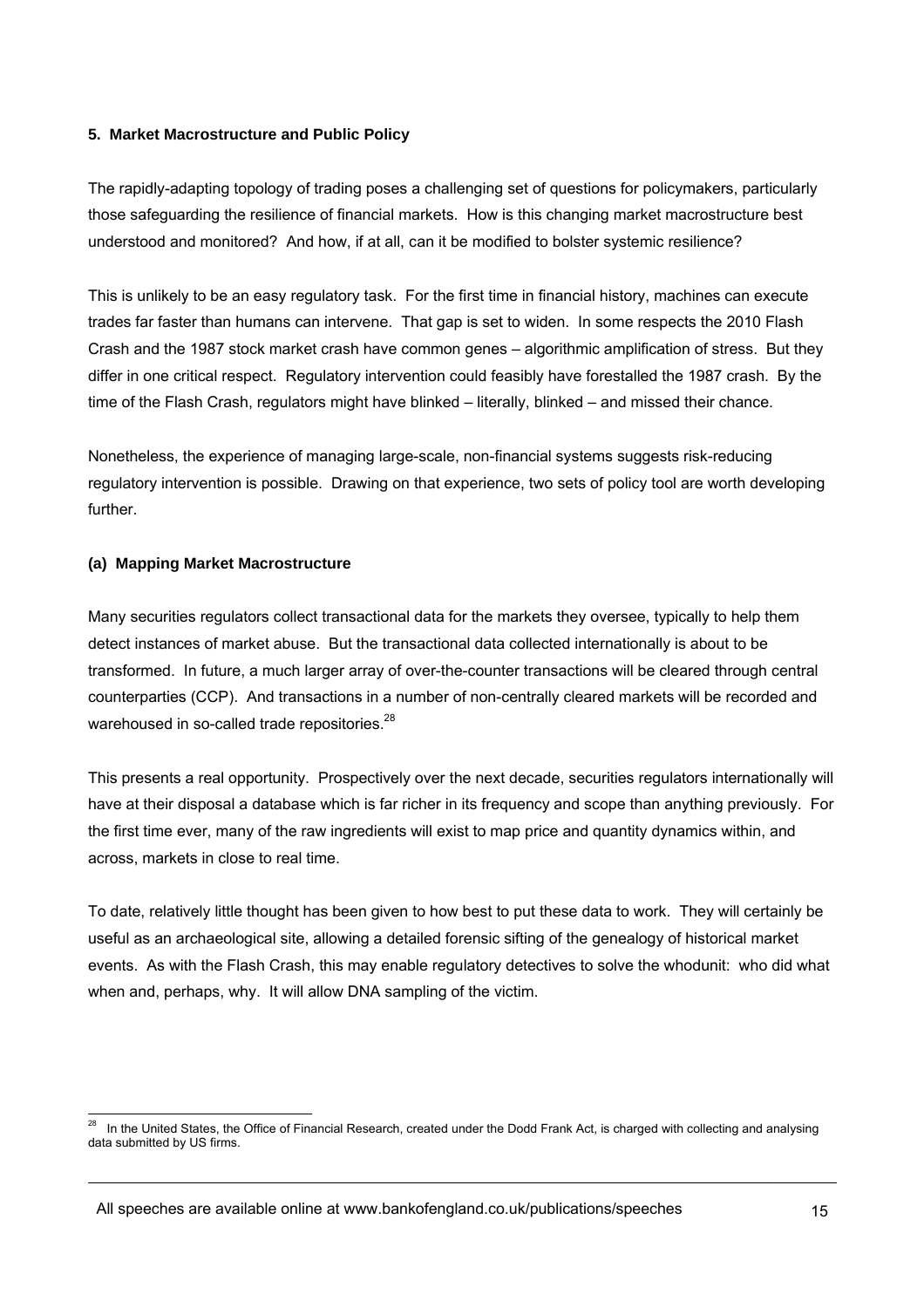## 5. Market Macrostructure and Public Policy

The rapidly-adapting topology of trading poses a challenging set of questions for policymakers, particularly those safeguarding the resilience of financial markets. How is this changing market macrostructure best understood and monitored? And how, if at all, can it be modified to bolster systemic resilience?

This is unlikely to be an easy regulatory task. For the first time in financial history, machines can execute trades far faster than humans can intervene. That gap is set to widen. In some respects the 2010 Flash Crash and the 1987 stock market crash have common genes – algorithmic amplification of stress. But they differ in one critical respect. Regulatory intervention could feasibly have forestalled the 1987 crash. By the time of the Flash Crash, regulators might have blinked – literally, blinked – and missed their chance.

Nonetheless, the experience of managing large-scale, non-financial systems suggests risk-reducing regulatory intervention is possible. Drawing on that experience, two sets of policy tool are worth developing further.

### (a) Mapping Market Macrostructure

Many securities regulators collect transactional data for the markets they oversee, typically to help them detect instances of market abuse. But the transactional data collected internationally is about to be transformed. In future, a much larger array of over-the-counter transactions will be cleared through central counterparties (CCP). And transactions in a number of non-centrally cleared markets will be recorded and warehoused in so-called trade repositories.[28]

This presents a real opportunity. Prospectively over the next decade, securities regulators internationally will have at their disposal a database which is far richer in its frequency and scope than anything previously. For the first time ever, many of the raw ingredients will exist to map price and quantity dynamics within, and across, markets in close to real time.

To date, relatively little thought has been given to how best to put these data to work. They will certainly be useful as an archaeological site, allowing a detailed forensic sifting of the genealogy of historical market events. As with the Flash Crash, this may enable regulatory detectives to solve the whodunit: who did what when and, perhaps, why. It will allow DNA sampling of the victim.

---

[28] In the United States, the Office of Financial Research, created under the Dodd Frank Act, is charged with collecting and analysing data submitted by US firms.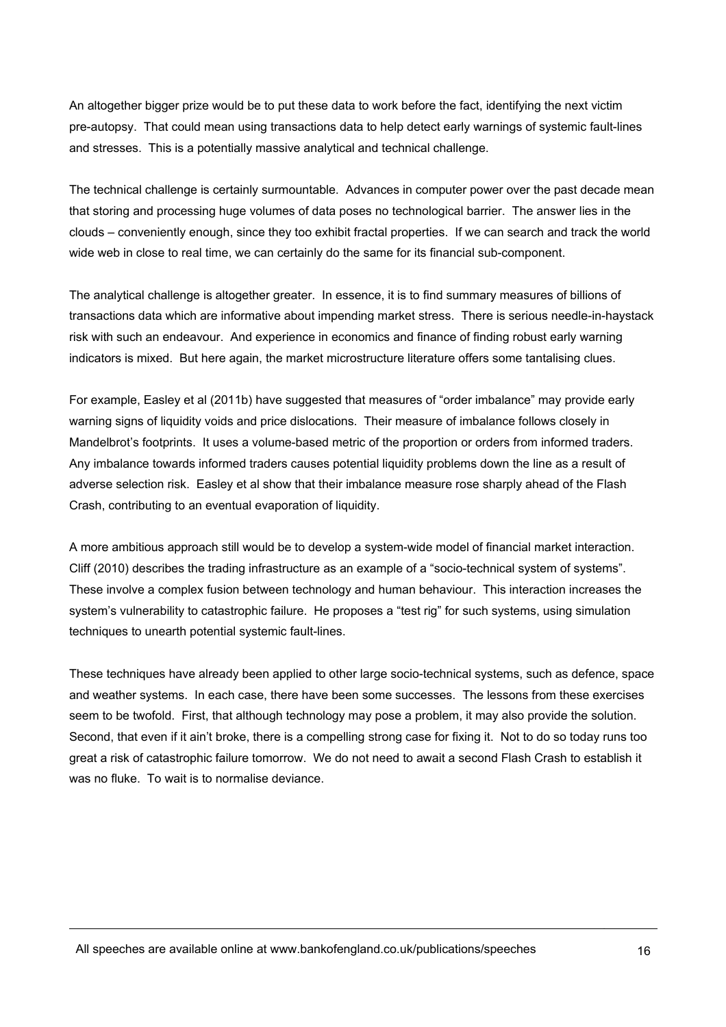An altogether bigger prize would be to put these data to work before the fact, identifying the next victim pre-autopsy. That could mean using transactions data to help detect early warnings of systemic fault-lines and stresses. This is a potentially massive analytical and technical challenge.

The technical challenge is certainly surmountable. Advances in computer power over the past decade mean that storing and processing huge volumes of data poses no technological barrier. The answer lies in the clouds – conveniently enough, since they too exhibit fractal properties. If we can search and track the world wide web in close to real time, we can certainly do the same for its financial sub-component.

The analytical challenge is altogether greater. In essence, it is to find summary measures of billions of transactions data which are informative about impending market stress. There is serious needle-in-haystack risk with such an endeavour. And experience in economics and finance of finding robust early warning indicators is mixed. But here again, the market microstructure literature offers some tantalising clues.

For example, Easley et al (2011b) have suggested that measures of "order imbalance" may provide early warning signs of liquidity voids and price dislocations. Their measure of imbalance follows closely in Mandelbrot's footprints. It uses a volume-based metric of the proportion or orders from informed traders. Any imbalance towards informed traders causes potential liquidity problems down the line as a result of adverse selection risk. Easley et al show that their imbalance measure rose sharply ahead of the Flash Crash, contributing to an eventual evaporation of liquidity.

A more ambitious approach still would be to develop a system-wide model of financial market interaction. Cliff (2010) describes the trading infrastructure as an example of a "socio-technical system of systems". These involve a complex fusion between technology and human behaviour. This interaction increases the system's vulnerability to catastrophic failure. He proposes a "test rig" for such systems, using simulation techniques to unearth potential systemic fault-lines.

These techniques have already been applied to other large socio-technical systems, such as defence, space and weather systems. In each case, there have been some successes. The lessons from these exercises seem to be twofold. First, that although technology may pose a problem, it may also provide the solution. Second, that even if it ain't broke, there is a compelling strong case for fixing it. Not to do so today runs too great a risk of catastrophic failure tomorrow. We do not need to await a second Flash Crash to establish it was no fluke. To wait is to normalise deviance.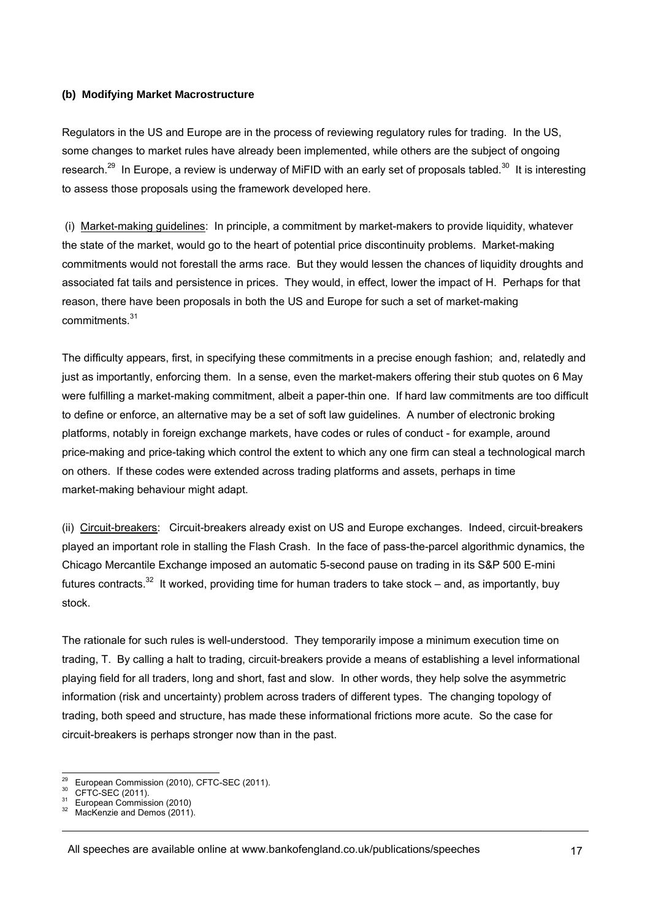**(b) Modifying Market Macrostructure**

Regulators in the US and Europe are in the process of reviewing regulatory rules for trading. In the US, some changes to market rules have already been implemented, while others are the subject of ongoing research.[29] In Europe, a review is underway of MiFID with an early set of proposals tabled.[30] It is interesting to assess those proposals using the framework developed here.

(i) Market-making guidelines: In principle, a commitment by market-makers to provide liquidity, whatever the state of the market, would go to the heart of potential price discontinuity problems. Market-making commitments would not forestall the arms race. But they would lessen the chances of liquidity droughts and associated fat tails and persistence in prices. They would, in effect, lower the impact of H. Perhaps for that reason, there have been proposals in both the US and Europe for such a set of market-making commitments.[31]

The difficulty appears, first, in specifying these commitments in a precise enough fashion; and, relatedly and just as importantly, enforcing them. In a sense, even the market-makers offering their stub quotes on 6 May were fulfilling a market-making commitment, albeit a paper-thin one. If hard law commitments are too difficult to define or enforce, an alternative may be a set of soft law guidelines. A number of electronic broking platforms, notably in foreign exchange markets, have codes or rules of conduct - for example, around price-making and price-taking which control the extent to which any one firm can steal a technological march on others. If these codes were extended across trading platforms and assets, perhaps in time market-making behaviour might adapt.

(ii) Circuit-breakers: Circuit-breakers already exist on US and Europe exchanges. Indeed, circuit-breakers played an important role in stalling the Flash Crash. In the face of pass-the-parcel algorithmic dynamics, the Chicago Mercantile Exchange imposed an automatic 5-second pause on trading in its S&P 500 E-mini futures contracts.[32] It worked, providing time for human traders to take stock – and, as importantly, buy stock.

The rationale for such rules is well-understood. They temporarily impose a minimum execution time on trading, T. By calling a halt to trading, circuit-breakers provide a means of establishing a level informational playing field for all traders, long and short, fast and slow. In other words, they help solve the asymmetric information (risk and uncertainty) problem across traders of different types. The changing topology of trading, both speed and structure, has made these informational frictions more acute. So the case for circuit-breakers is perhaps stronger now than in the past.

---

[29] European Commission (2010), CFTC-SEC (2011).
[30] CFTC-SEC (2011).
[31] European Commission (2010)
[32] MacKenzie and Demos (2011).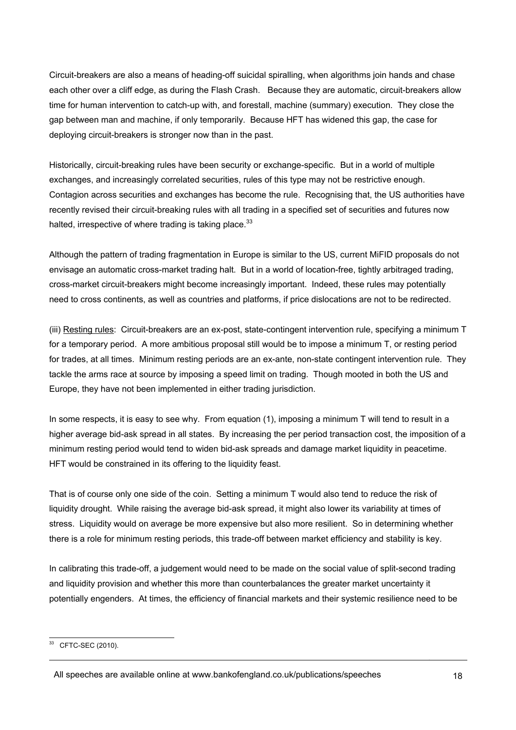Circuit-breakers are also a means of heading-off suicidal spiralling, when algorithms join hands and chase each other over a cliff edge, as during the Flash Crash. Because they are automatic, circuit-breakers allow time for human intervention to catch-up with, and forestall, machine (summary) execution. They close the gap between man and machine, if only temporarily. Because HFT has widened this gap, the case for deploying circuit-breakers is stronger now than in the past.

Historically, circuit-breaking rules have been security or exchange-specific. But in a world of multiple exchanges, and increasingly correlated securities, rules of this type may not be restrictive enough. Contagion across securities and exchanges has become the rule. Recognising that, the US authorities have recently revised their circuit-breaking rules with all trading in a specified set of securities and futures now halted, irrespective of where trading is taking place.[33]

Although the pattern of trading fragmentation in Europe is similar to the US, current MiFID proposals do not envisage an automatic cross-market trading halt. But in a world of location-free, tightly arbitraged trading, cross-market circuit-breakers might become increasingly important. Indeed, these rules may potentially need to cross continents, as well as countries and platforms, if price dislocations are not to be redirected.

(iii) Resting rules: Circuit-breakers are an ex-post, state-contingent intervention rule, specifying a minimum T for a temporary period. A more ambitious proposal still would be to impose a minimum T, or resting period for trades, at all times. Minimum resting periods are an ex-ante, non-state contingent intervention rule. They tackle the arms race at source by imposing a speed limit on trading. Though mooted in both the US and Europe, they have not been implemented in either trading jurisdiction.

In some respects, it is easy to see why. From equation (1), imposing a minimum T will tend to result in a higher average bid-ask spread in all states. By increasing the per period transaction cost, the imposition of a minimum resting period would tend to widen bid-ask spreads and damage market liquidity in peacetime. HFT would be constrained in its offering to the liquidity feast.

That is of course only one side of the coin. Setting a minimum T would also tend to reduce the risk of liquidity drought. While raising the average bid-ask spread, it might also lower its variability at times of stress. Liquidity would on average be more expensive but also more resilient. So in determining whether there is a role for minimum resting periods, this trade-off between market efficiency and stability is key.

In calibrating this trade-off, a judgement would need to be made on the social value of split-second trading and liquidity provision and whether this more than counterbalances the greater market uncertainty it potentially engenders. At times, the efficiency of financial markets and their systemic resilience need to be

[33] CFTC-SEC (2010).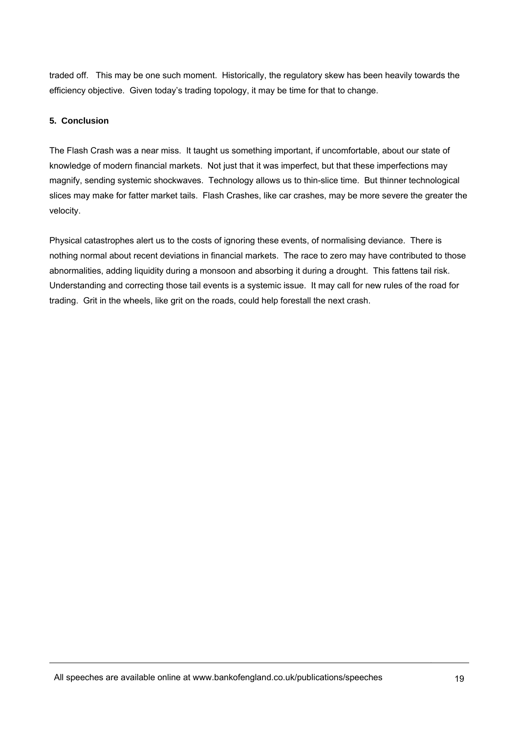traded off. This may be one such moment. Historically, the regulatory skew has been heavily towards the efficiency objective. Given today's trading topology, it may be time for that to change.

### 5. Conclusion

The Flash Crash was a near miss. It taught us something important, if uncomfortable, about our state of knowledge of modern financial markets. Not just that it was imperfect, but that these imperfections may magnify, sending systemic shockwaves. Technology allows us to thin-slice time. But thinner technological slices may make for fatter market tails. Flash Crashes, like car crashes, may be more severe the greater the velocity.

Physical catastrophes alert us to the costs of ignoring these events, of normalising deviance. There is nothing normal about recent deviations in financial markets. The race to zero may have contributed to those abnormalities, adding liquidity during a monsoon and absorbing it during a drought. This fattens tail risk. Understanding and correcting those tail events is a systemic issue. It may call for new rules of the road for trading. Grit in the wheels, like grit on the roads, could help forestall the next crash.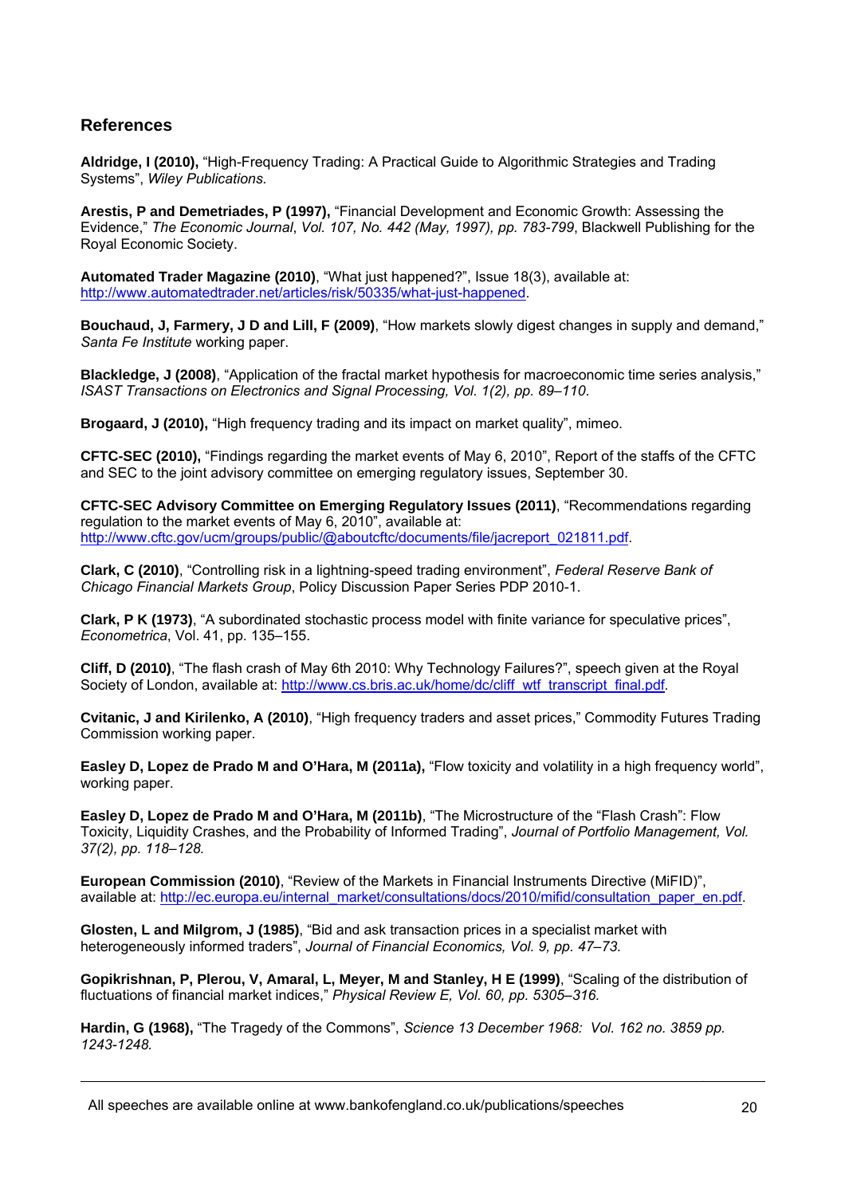## References

**Aldridge, I (2010),** "High-Frequency Trading: A Practical Guide to Algorithmic Strategies and Trading Systems", *Wiley Publications.*

**Arestis, P and Demetriades, P (1997),** "Financial Development and Economic Growth: Assessing the Evidence," *The Economic Journal*, *Vol. 107, No. 442 (May, 1997), pp. 783-799*, Blackwell Publishing for the Royal Economic Society.

**Automated Trader Magazine (2010)**, "What just happened?", Issue 18(3), available at: http://www.automatedtrader.net/articles/risk/50335/what-just-happened.

**Bouchaud, J, Farmery, J D and Lill, F (2009)**, "How markets slowly digest changes in supply and demand," *Santa Fe Institute* working paper.

**Blackledge, J (2008)**, "Application of the fractal market hypothesis for macroeconomic time series analysis," *ISAST Transactions on Electronics and Signal Processing, Vol. 1(2), pp. 89–110*.

**Brogaard, J (2010),** "High frequency trading and its impact on market quality", mimeo.

**CFTC-SEC (2010),** "Findings regarding the market events of May 6, 2010", Report of the staffs of the CFTC and SEC to the joint advisory committee on emerging regulatory issues, September 30.

**CFTC-SEC Advisory Committee on Emerging Regulatory Issues (2011)**, "Recommendations regarding regulation to the market events of May 6, 2010", available at: http://www.cftc.gov/ucm/groups/public/@aboutcftc/documents/file/jacreport_021811.pdf.

**Clark, C (2010)**, "Controlling risk in a lightning-speed trading environment", *Federal Reserve Bank of Chicago Financial Markets Group*, Policy Discussion Paper Series PDP 2010-1.

**Clark, P K (1973)**, "A subordinated stochastic process model with finite variance for speculative prices", *Econometrica*, Vol. 41, pp. 135–155.

**Cliff, D (2010)**, "The flash crash of May 6th 2010: Why Technology Failures?", speech given at the Royal Society of London, available at: http://www.cs.bris.ac.uk/home/dc/cliff_wtf_transcript_final.pdf.

**Cvitanic, J and Kirilenko, A (2010)**, "High frequency traders and asset prices," Commodity Futures Trading Commission working paper.

**Easley D, Lopez de Prado M and O'Hara, M (2011a),** "Flow toxicity and volatility in a high frequency world", working paper.

**Easley D, Lopez de Prado M and O'Hara, M (2011b)**, "The Microstructure of the "Flash Crash": Flow Toxicity, Liquidity Crashes, and the Probability of Informed Trading", *Journal of Portfolio Management, Vol. 37(2), pp. 118–128.*

**European Commission (2010)**, "Review of the Markets in Financial Instruments Directive (MiFID)", available at: http://ec.europa.eu/internal_market/consultations/docs/2010/mifid/consultation_paper_en.pdf.

**Glosten, L and Milgrom, J (1985)**, "Bid and ask transaction prices in a specialist market with heterogeneously informed traders", *Journal of Financial Economics, Vol. 9, pp. 47–73.*

**Gopikrishnan, P, Plerou, V, Amaral, L, Meyer, M and Stanley, H E (1999)**, "Scaling of the distribution of fluctuations of financial market indices," *Physical Review E, Vol. 60, pp. 5305–316.*

**Hardin, G (1968),** "The Tragedy of the Commons", *Science 13 December 1968: Vol. 162 no. 3859 pp. 1243-1248.*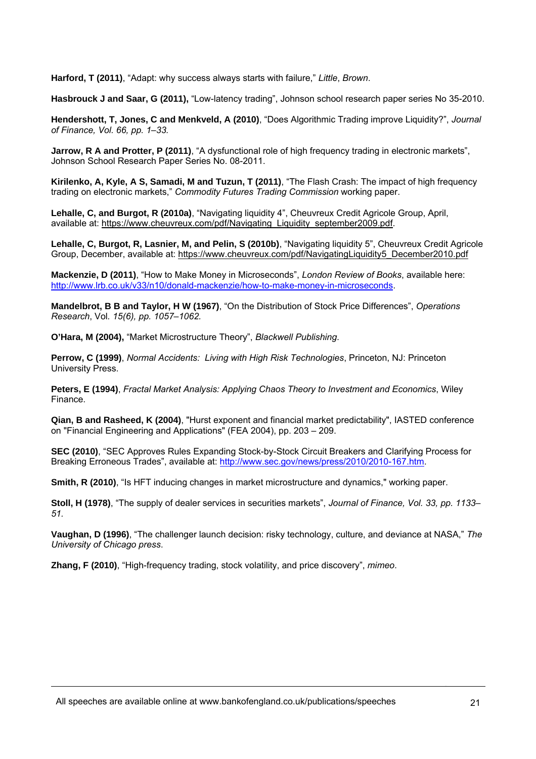**Harford, T (2011)**, "Adapt: why success always starts with failure," *Little*, *Brown*.

**Hasbrouck J and Saar, G (2011),** "Low-latency trading", Johnson school research paper series No 35-2010.

**Hendershott, T, Jones, C and Menkveld, A (2010)**, "Does Algorithmic Trading improve Liquidity?", *Journal of Finance, Vol. 66, pp. 1–33.*

**Jarrow, R A and Protter, P (2011)**, "A dysfunctional role of high frequency trading in electronic markets", Johnson School Research Paper Series No. 08-2011.

**Kirilenko, A, Kyle, A S, Samadi, M and Tuzun, T (2011)**, "The Flash Crash: The impact of high frequency trading on electronic markets," *Commodity Futures Trading Commission* working paper.

**Lehalle, C, and Burgot, R (2010a)**, "Navigating liquidity 4", Cheuvreux Credit Agricole Group, April, available at: https://www.cheuvreux.com/pdf/Navigating_Liquidity_september2009.pdf.

**Lehalle, C, Burgot, R, Lasnier, M, and Pelin, S (2010b)**, "Navigating liquidity 5", Cheuvreux Credit Agricole Group, December, available at: https://www.cheuvreux.com/pdf/NavigatingLiquidity5_December2010.pdf

**Mackenzie, D (2011)**, "How to Make Money in Microseconds", *London Review of Books*, available here: http://www.lrb.co.uk/v33/n10/donald-mackenzie/how-to-make-money-in-microseconds.

**Mandelbrot, B B and Taylor, H W (1967)**, "On the Distribution of Stock Price Differences", *Operations Research*, Vol. *15(6), pp. 1057–1062.*

**O'Hara, M (2004),** "Market Microstructure Theory", *Blackwell Publishing*.

**Perrow, C (1999)**, *Normal Accidents: Living with High Risk Technologies*, Princeton, NJ: Princeton University Press.

**Peters, E (1994)**, *Fractal Market Analysis: Applying Chaos Theory to Investment and Economics*, Wiley Finance.

**Qian, B and Rasheed, K (2004)**, "Hurst exponent and financial market predictability", IASTED conference on "Financial Engineering and Applications" (FEA 2004), pp. 203 – 209.

**SEC (2010)**, "SEC Approves Rules Expanding Stock-by-Stock Circuit Breakers and Clarifying Process for Breaking Erroneous Trades", available at: http://www.sec.gov/news/press/2010/2010-167.htm.

**Smith, R (2010)**, "Is HFT inducing changes in market microstructure and dynamics," working paper.

**Stoll, H (1978)**, "The supply of dealer services in securities markets", *Journal of Finance, Vol. 33, pp. 1133–51.*

**Vaughan, D (1996)**, "The challenger launch decision: risky technology, culture, and deviance at NASA," *The University of Chicago press*.

**Zhang, F (2010)**, "High-frequency trading, stock volatility, and price discovery", *mimeo*.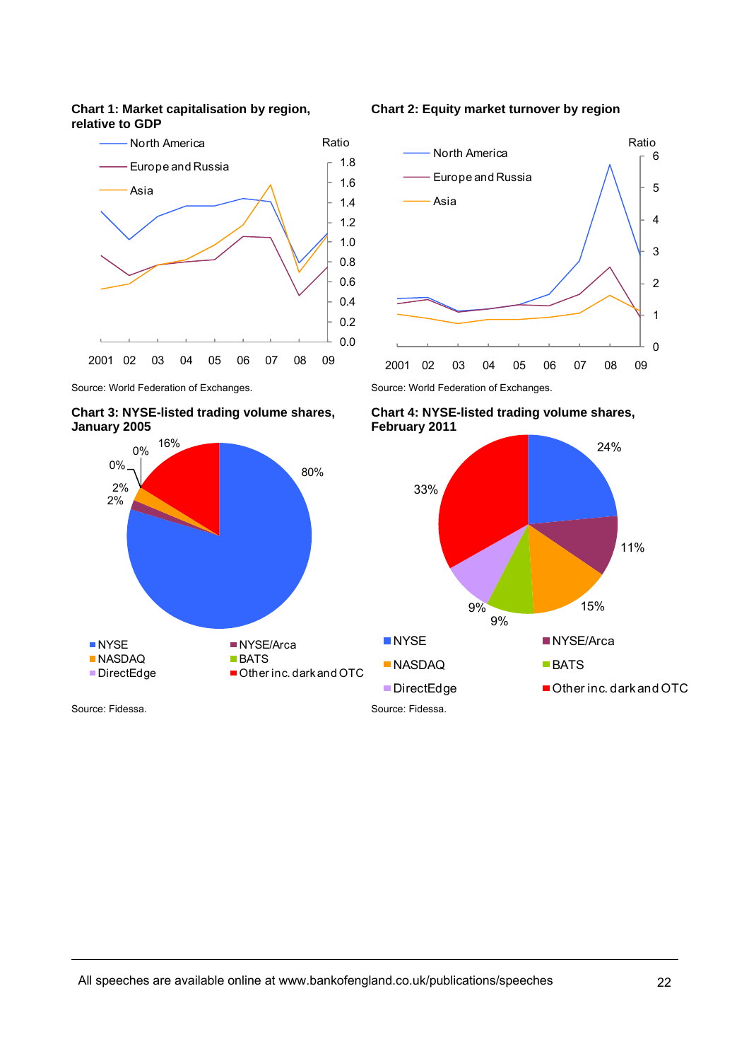**Chart 1: Market capitalisation by region, relative to GDP**

Source: World Federation of Exchanges.

**Chart 2: Equity market turnover by region**

Source: World Federation of Exchanges.

**Chart 3: NYSE-listed trading volume shares, January 2005**

Source: Fidessa.

**Chart 4: NYSE-listed trading volume shares, February 2011**

Source: Fidessa.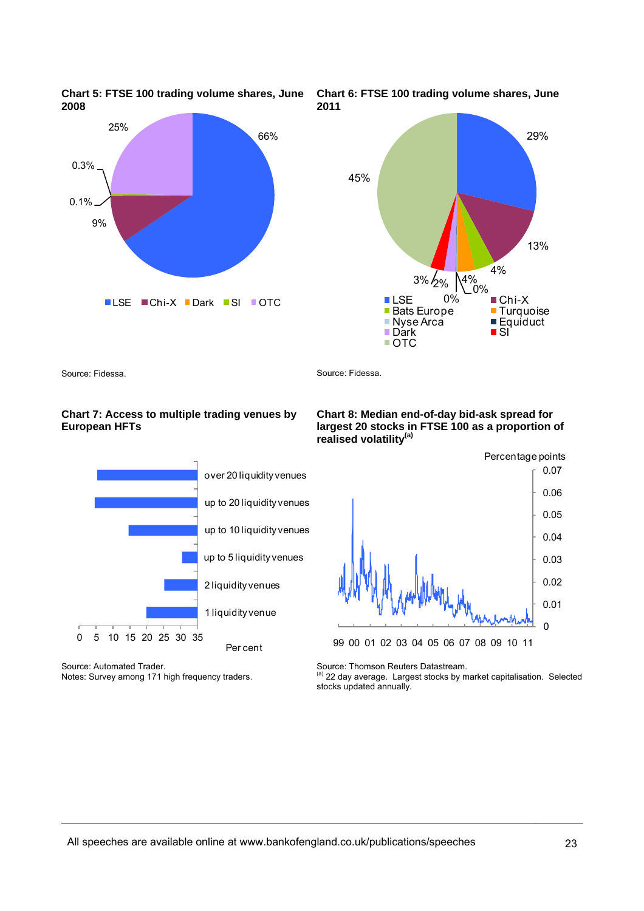**Chart 5: FTSE 100 trading volume shares, June 2008**

LSE 66%, Chi-X 9%, Dark 0.1%, SI 0.3%, OTC 25%

Source: Fidessa.

**Chart 6: FTSE 100 trading volume shares, June 2011**

LSE 29%, Chi-X 13%, Bats Europe 4%, Turquoise 4%, Nyse Arca 0%, Equiduct 0%, Dark 2%, SI 3%, OTC 45%

Source: Fidessa.

**Chart 7: Access to multiple trading venues by European HFTs**

Source: Automated Trader.
Notes: Survey among 171 high frequency traders.

**Chart 8: Median end-of-day bid-ask spread for largest 20 stocks in FTSE 100 as a proportion of realised volatility[(a)]**

Source: Thomson Reuters Datastream.
[(a)] 22 day average. Largest stocks by market capitalisation. Selected stocks updated annually.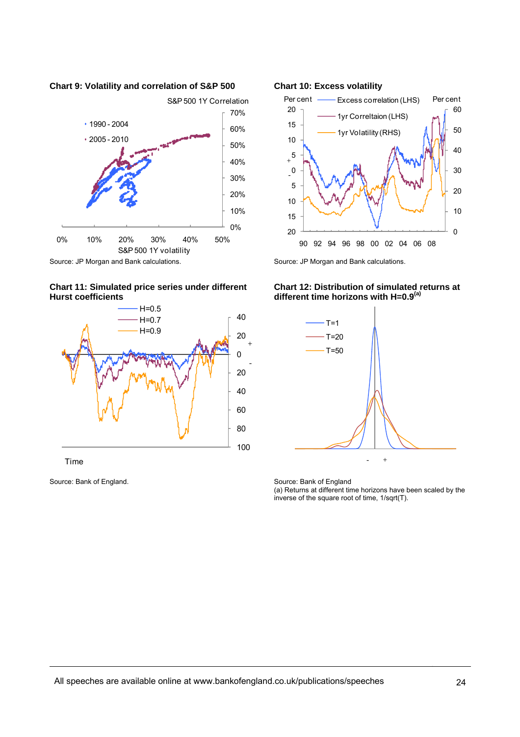**Chart 9: Volatility and correlation of S&P 500**

S&P 500 1Y Correlation

- 1990 - 2004
- 2005 - 2010

70%
60%
50%
40%
30%
20%
10%
0%

0% 10% 20% 30% 40% 50%

S&P 500 1Y volatility

Source: JP Morgan and Bank calculations.

**Chart 10: Excess volatility**

Per cent — Excess correlation (LHS) — Per cent

— 1yr Correltaion (LHS)

— 1yr Volatility (RHS)

LHS: 20, 15, 10, 5, +, 0, -, 5, 10, 15, 20

RHS: 60, 50, 40, 30, 20, 10, 0

90 92 94 96 98 00 02 04 06 08

Source: JP Morgan and Bank calculations.

**Chart 11: Simulated price series under different Hurst coefficients**

— H=0.5
— H=0.7
— H=0.9

40, 20, +, 0, -, 20, 40, 60, 80, 100

Time

Source: Bank of England.

**Chart 12: Distribution of simulated returns at different time horizons with H=0.9**[(a)]

— T=1
— T=20
— T=50

\- +

Source: Bank of England

(a) Returns at different time horizons have been scaled by the inverse of the square root of time, 1/sqrt(T).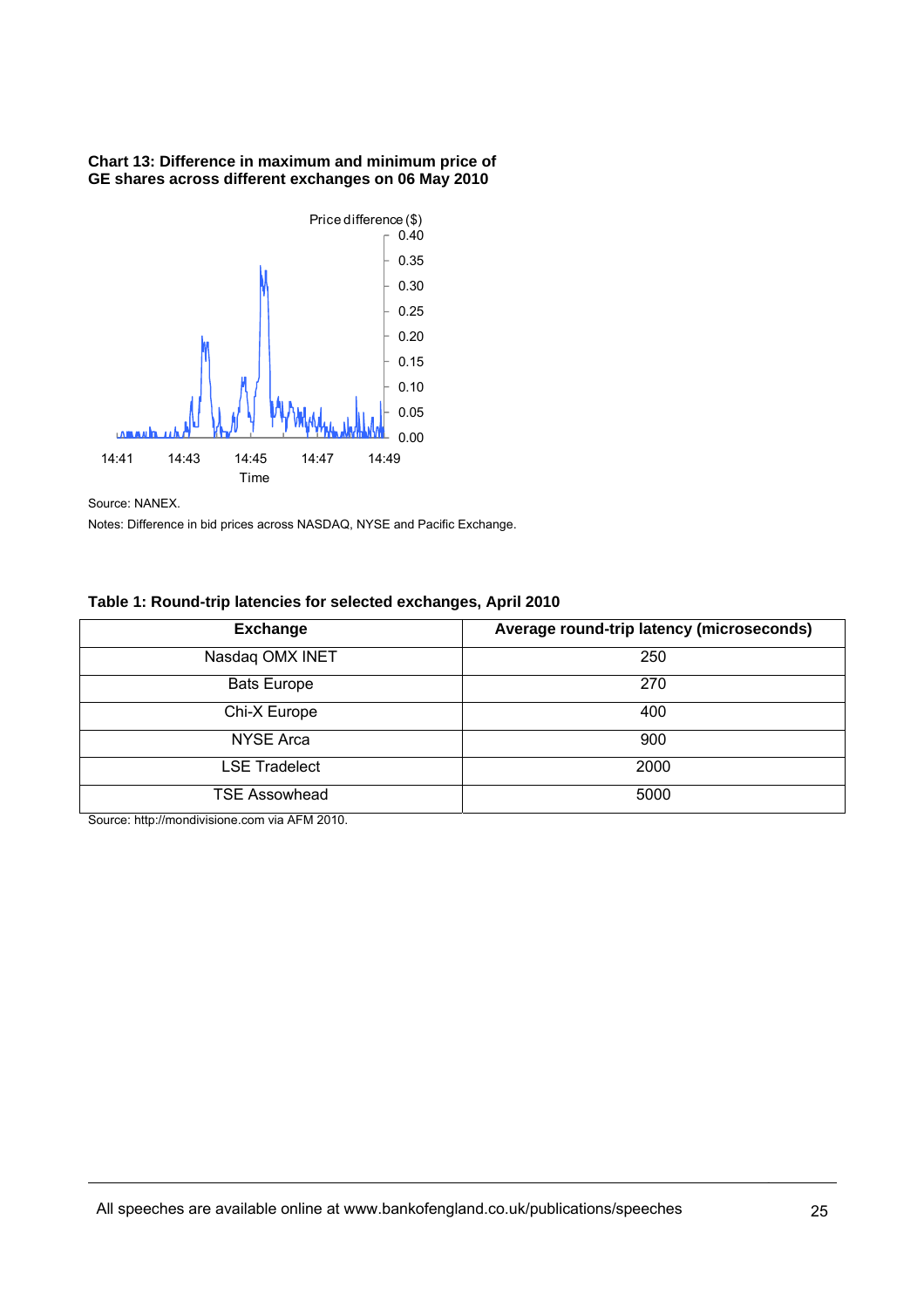**Chart 13: Difference in maximum and minimum price of GE shares across different exchanges on 06 May 2010**

Price difference ($)

0.40
0.35
0.30
0.25
0.20
0.15
0.10
0.05
0.00

14:41 14:43 14:45 14:47 14:49

Time

Source: NANEX.

Notes: Difference in bid prices across NASDAQ, NYSE and Pacific Exchange.

**Table 1: Round-trip latencies for selected exchanges, April 2010**

| Exchange | Average round-trip latency (microseconds) |
|---|---|
| Nasdaq OMX INET | 250 |
| Bats Europe | 270 |
| Chi-X Europe | 400 |
| NYSE Arca | 900 |
| LSE Tradelect | 2000 |
| TSE Assowhead | 5000 |

Source: http://mondivisione.com via AFM 2010.